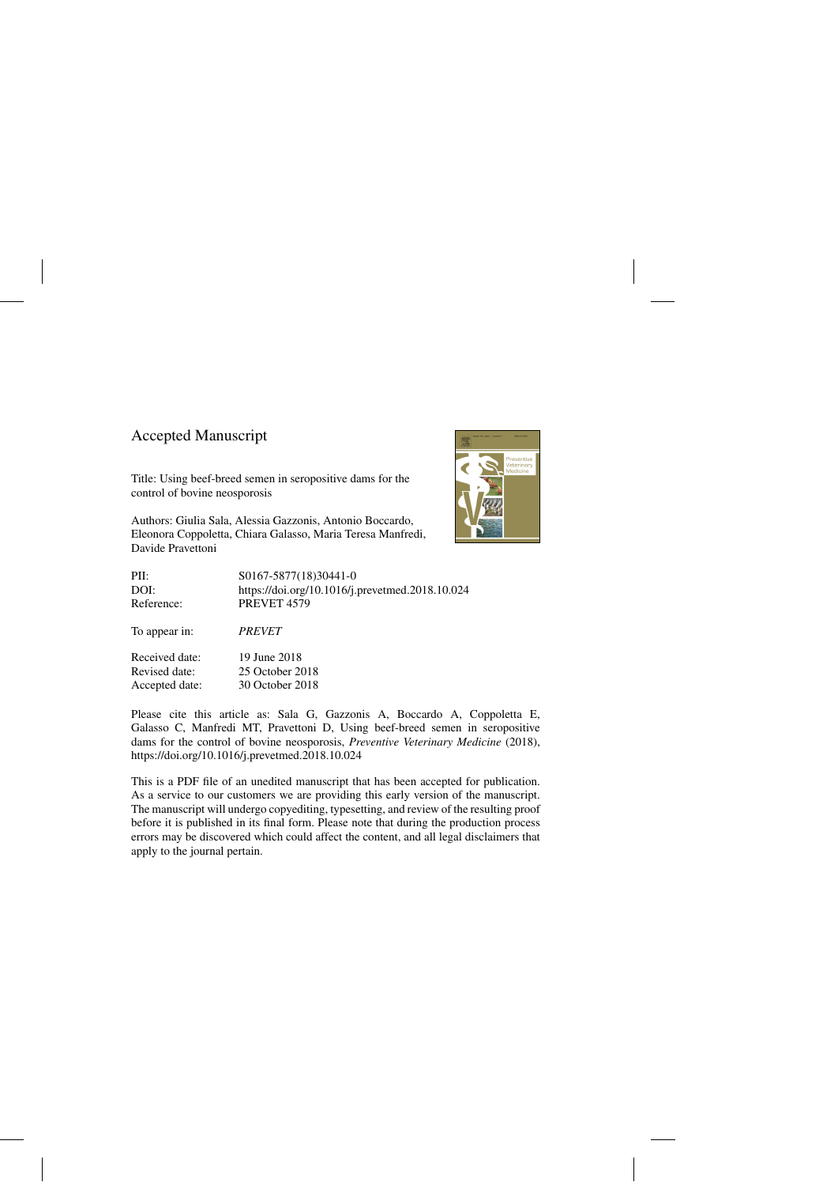# Accepted Manuscript

Title: Using beef-breed semen in seropositive dams for the control of bovine neosporosis

Authors: Giulia Sala, Alessia Gazzonis, Antonio Boccardo, Eleonora Coppoletta, Chiara Galasso, Maria Teresa Manfredi, Davide Pravettoni

| | |
|---|---|
| PII: | S0167-5877(18)30441-0 |
| DOI: | https://doi.org/10.1016/j.prevetmed.2018.10.024 |
| Reference: | PREVET 4579 |
| To appear in: | *PREVET* |
| Received date: | 19 June 2018 |
| Revised date: | 25 October 2018 |
| Accepted date: | 30 October 2018 |

Please cite this article as: Sala G, Gazzonis A, Boccardo A, Coppoletta E, Galasso C, Manfredi MT, Pravettoni D, Using beef-breed semen in seropositive dams for the control of bovine neosporosis, *Preventive Veterinary Medicine* (2018), https://doi.org/10.1016/j.prevetmed.2018.10.024

This is a PDF file of an unedited manuscript that has been accepted for publication. As a service to our customers we are providing this early version of the manuscript. The manuscript will undergo copyediting, typesetting, and review of the resulting proof before it is published in its final form. Please note that during the production process errors may be discovered which could affect the content, and all legal disclaimers that apply to the journal pertain.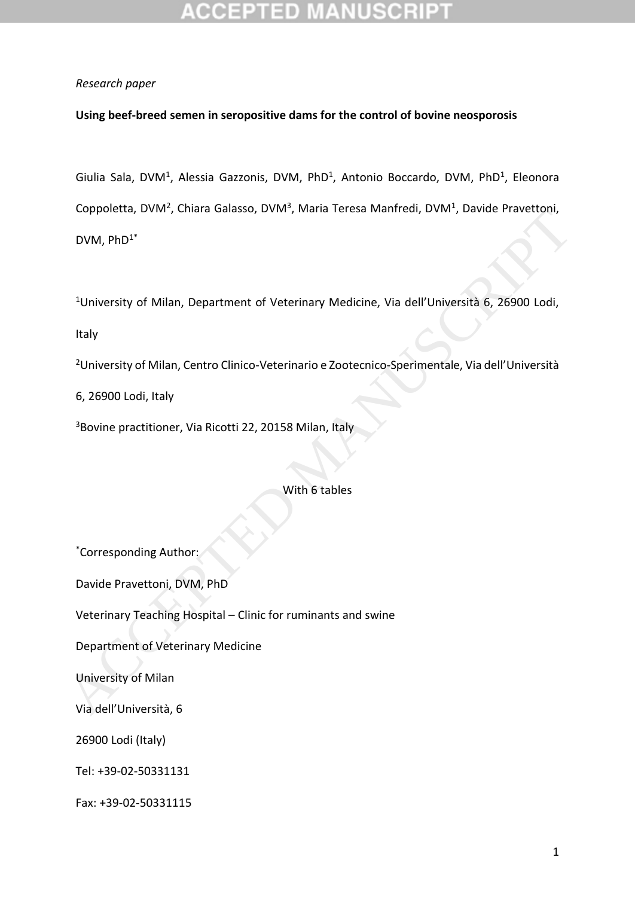*Research paper*

**Using beef-breed semen in seropositive dams for the control of bovine neosporosis**

Giulia Sala, DVM[1], Alessia Gazzonis, DVM, PhD[1], Antonio Boccardo, DVM, PhD[1], Eleonora Coppoletta, DVM[2], Chiara Galasso, DVM[3], Maria Teresa Manfredi, DVM[1], Davide Pravettoni, DVM, PhD[1*]

[1]University of Milan, Department of Veterinary Medicine, Via dell'Università 6, 26900 Lodi, Italy

[2]University of Milan, Centro Clinico-Veterinario e Zootecnico-Sperimentale, Via dell'Università 6, 26900 Lodi, Italy

[3]Bovine practitioner, Via Ricotti 22, 20158 Milan, Italy

With 6 tables

[*]Corresponding Author:

Davide Pravettoni, DVM, PhD

Veterinary Teaching Hospital – Clinic for ruminants and swine

Department of Veterinary Medicine

University of Milan

Via dell'Università, 6

26900 Lodi (Italy)

Tel: +39-02-50331131

Fax: +39-02-50331115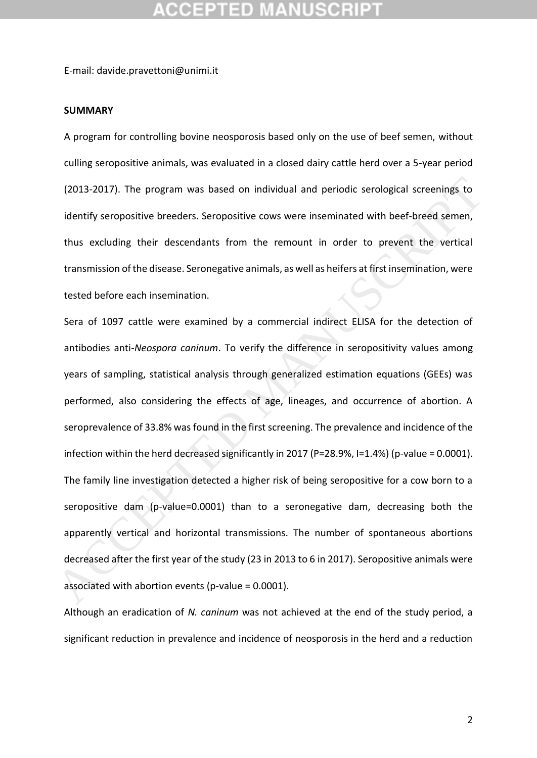E-mail: davide.pravettoni@unimi.it

**SUMMARY**

A program for controlling bovine neosporosis based only on the use of beef semen, without culling seropositive animals, was evaluated in a closed dairy cattle herd over a 5-year period (2013-2017). The program was based on individual and periodic serological screenings to identify seropositive breeders. Seropositive cows were inseminated with beef-breed semen, thus excluding their descendants from the remount in order to prevent the vertical transmission of the disease. Seronegative animals, as well as heifers at first insemination, were tested before each insemination.

Sera of 1097 cattle were examined by a commercial indirect ELISA for the detection of antibodies anti-*Neospora caninum*. To verify the difference in seropositivity values among years of sampling, statistical analysis through generalized estimation equations (GEEs) was performed, also considering the effects of age, lineages, and occurrence of abortion. A seroprevalence of 33.8% was found in the first screening. The prevalence and incidence of the infection within the herd decreased significantly in 2017 (P=28.9%, I=1.4%) (p-value = 0.0001). The family line investigation detected a higher risk of being seropositive for a cow born to a seropositive dam (p-value=0.0001) than to a seronegative dam, decreasing both the apparently vertical and horizontal transmissions. The number of spontaneous abortions decreased after the first year of the study (23 in 2013 to 6 in 2017). Seropositive animals were associated with abortion events (p-value = 0.0001).

Although an eradication of *N. caninum* was not achieved at the end of the study period, a significant reduction in prevalence and incidence of neosporosis in the herd and a reduction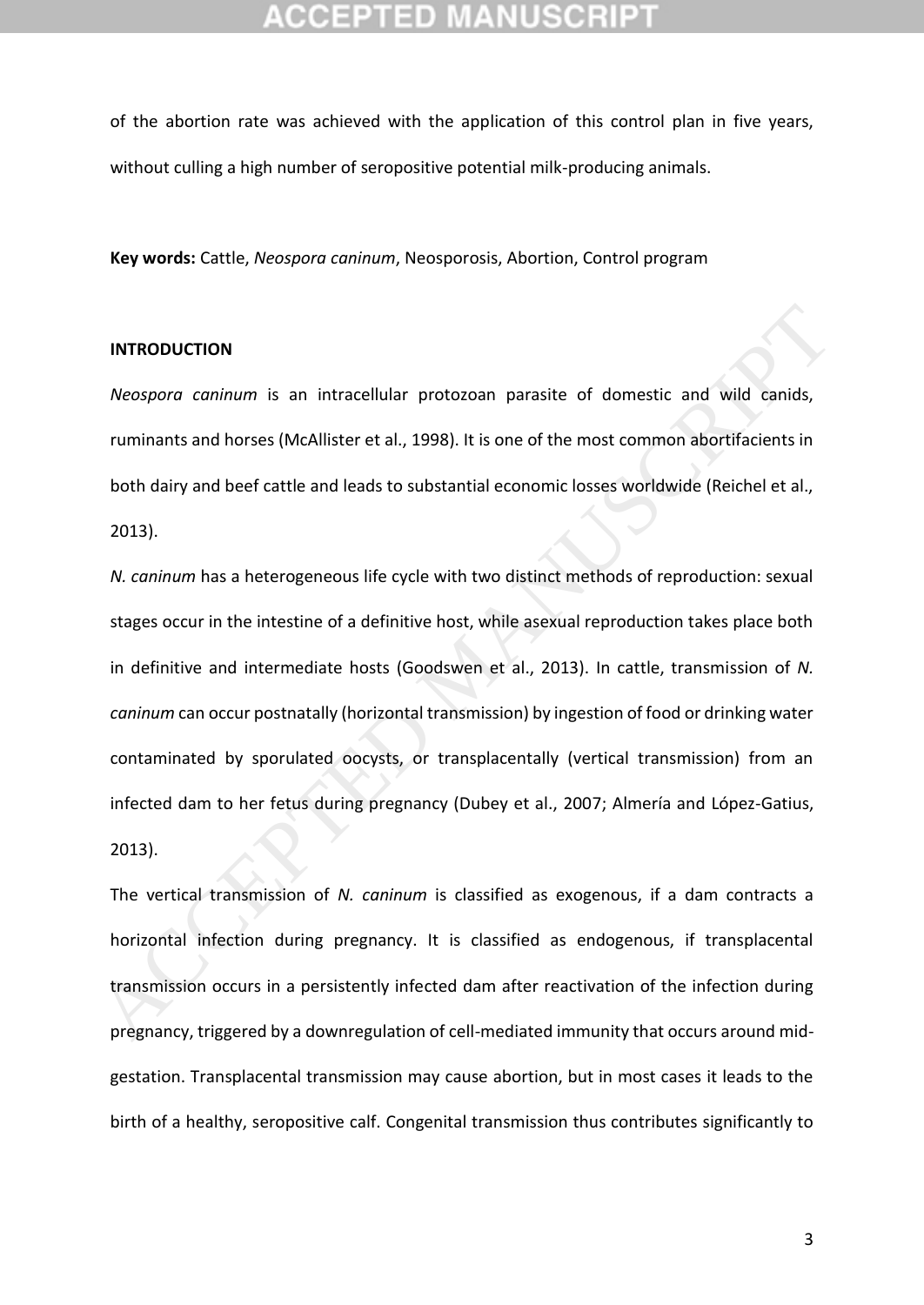of the abortion rate was achieved with the application of this control plan in five years, without culling a high number of seropositive potential milk-producing animals.

**Key words:** Cattle, *Neospora caninum*, Neosporosis, Abortion, Control program

## INTRODUCTION

*Neospora caninum* is an intracellular protozoan parasite of domestic and wild canids, ruminants and horses (McAllister et al., 1998). It is one of the most common abortifacients in both dairy and beef cattle and leads to substantial economic losses worldwide (Reichel et al., 2013).

*N. caninum* has a heterogeneous life cycle with two distinct methods of reproduction: sexual stages occur in the intestine of a definitive host, while asexual reproduction takes place both in definitive and intermediate hosts (Goodswen et al., 2013). In cattle, transmission of *N. caninum* can occur postnatally (horizontal transmission) by ingestion of food or drinking water contaminated by sporulated oocysts, or transplacentally (vertical transmission) from an infected dam to her fetus during pregnancy (Dubey et al., 2007; Almería and López-Gatius, 2013).

The vertical transmission of *N. caninum* is classified as exogenous, if a dam contracts a horizontal infection during pregnancy. It is classified as endogenous, if transplacental transmission occurs in a persistently infected dam after reactivation of the infection during pregnancy, triggered by a downregulation of cell-mediated immunity that occurs around mid-gestation. Transplacental transmission may cause abortion, but in most cases it leads to the birth of a healthy, seropositive calf. Congenital transmission thus contributes significantly to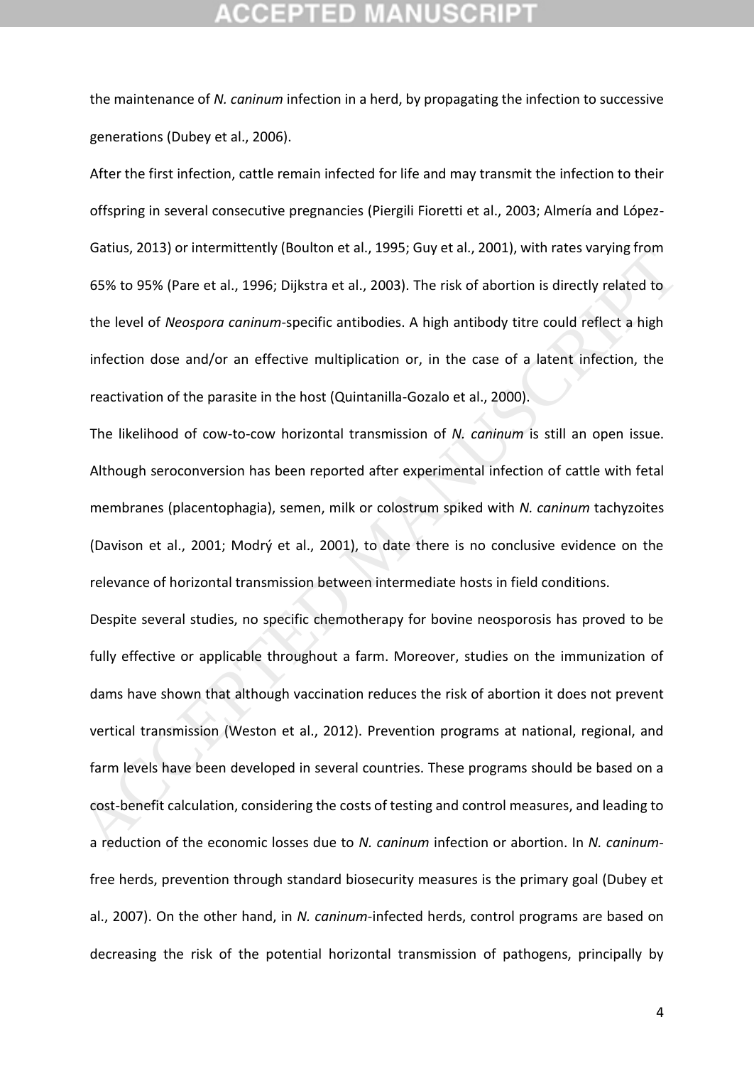the maintenance of *N. caninum* infection in a herd, by propagating the infection to successive generations (Dubey et al., 2006).

After the first infection, cattle remain infected for life and may transmit the infection to their offspring in several consecutive pregnancies (Piergili Fioretti et al., 2003; Almería and López-Gatius, 2013) or intermittently (Boulton et al., 1995; Guy et al., 2001), with rates varying from 65% to 95% (Pare et al., 1996; Dijkstra et al., 2003). The risk of abortion is directly related to the level of *Neospora caninum*-specific antibodies. A high antibody titre could reflect a high infection dose and/or an effective multiplication or, in the case of a latent infection, the reactivation of the parasite in the host (Quintanilla-Gozalo et al., 2000).

The likelihood of cow-to-cow horizontal transmission of *N. caninum* is still an open issue. Although seroconversion has been reported after experimental infection of cattle with fetal membranes (placentophagia), semen, milk or colostrum spiked with *N. caninum* tachyzoites (Davison et al., 2001; Modrý et al., 2001), to date there is no conclusive evidence on the relevance of horizontal transmission between intermediate hosts in field conditions.

Despite several studies, no specific chemotherapy for bovine neosporosis has proved to be fully effective or applicable throughout a farm. Moreover, studies on the immunization of dams have shown that although vaccination reduces the risk of abortion it does not prevent vertical transmission (Weston et al., 2012). Prevention programs at national, regional, and farm levels have been developed in several countries. These programs should be based on a cost-benefit calculation, considering the costs of testing and control measures, and leading to a reduction of the economic losses due to *N. caninum* infection or abortion. In *N. caninum*-free herds, prevention through standard biosecurity measures is the primary goal (Dubey et al., 2007). On the other hand, in *N. caninum*-infected herds, control programs are based on decreasing the risk of the potential horizontal transmission of pathogens, principally by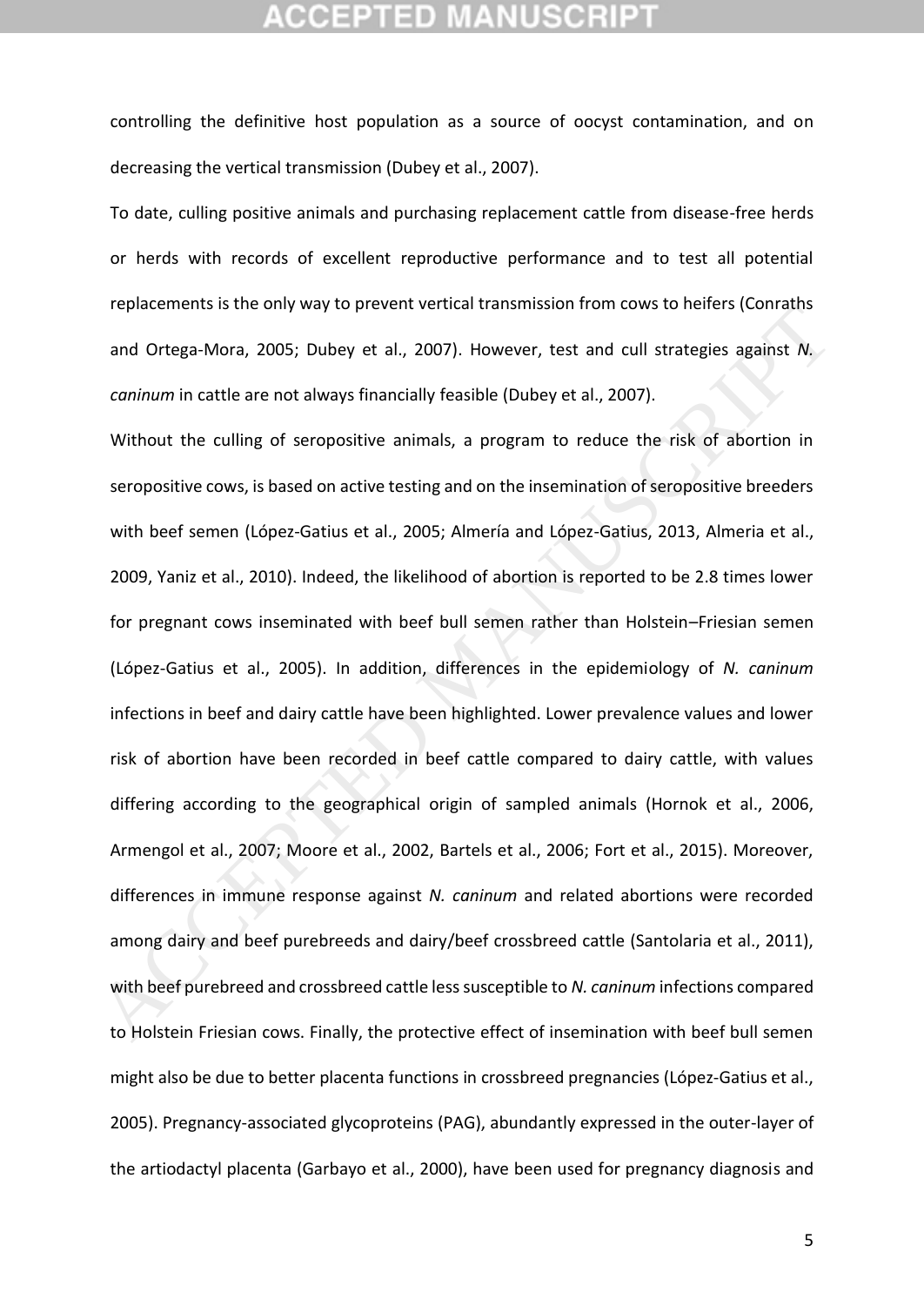controlling the definitive host population as a source of oocyst contamination, and on decreasing the vertical transmission (Dubey et al., 2007).

To date, culling positive animals and purchasing replacement cattle from disease-free herds or herds with records of excellent reproductive performance and to test all potential replacements is the only way to prevent vertical transmission from cows to heifers (Conraths and Ortega-Mora, 2005; Dubey et al., 2007). However, test and cull strategies against *N. caninum* in cattle are not always financially feasible (Dubey et al., 2007).

Without the culling of seropositive animals, a program to reduce the risk of abortion in seropositive cows, is based on active testing and on the insemination of seropositive breeders with beef semen (López-Gatius et al., 2005; Almería and López-Gatius, 2013, Almeria et al., 2009, Yaniz et al., 2010). Indeed, the likelihood of abortion is reported to be 2.8 times lower for pregnant cows inseminated with beef bull semen rather than Holstein–Friesian semen (López-Gatius et al., 2005). In addition, differences in the epidemiology of *N. caninum* infections in beef and dairy cattle have been highlighted. Lower prevalence values and lower risk of abortion have been recorded in beef cattle compared to dairy cattle, with values differing according to the geographical origin of sampled animals (Hornok et al., 2006, Armengol et al., 2007; Moore et al., 2002, Bartels et al., 2006; Fort et al., 2015). Moreover, differences in immune response against *N. caninum* and related abortions were recorded among dairy and beef purebreeds and dairy/beef crossbreed cattle (Santolaria et al., 2011), with beef purebreed and crossbreed cattle less susceptible to *N. caninum* infections compared to Holstein Friesian cows. Finally, the protective effect of insemination with beef bull semen might also be due to better placenta functions in crossbreed pregnancies (López-Gatius et al., 2005). Pregnancy-associated glycoproteins (PAG), abundantly expressed in the outer-layer of the artiodactyl placenta (Garbayo et al., 2000), have been used for pregnancy diagnosis and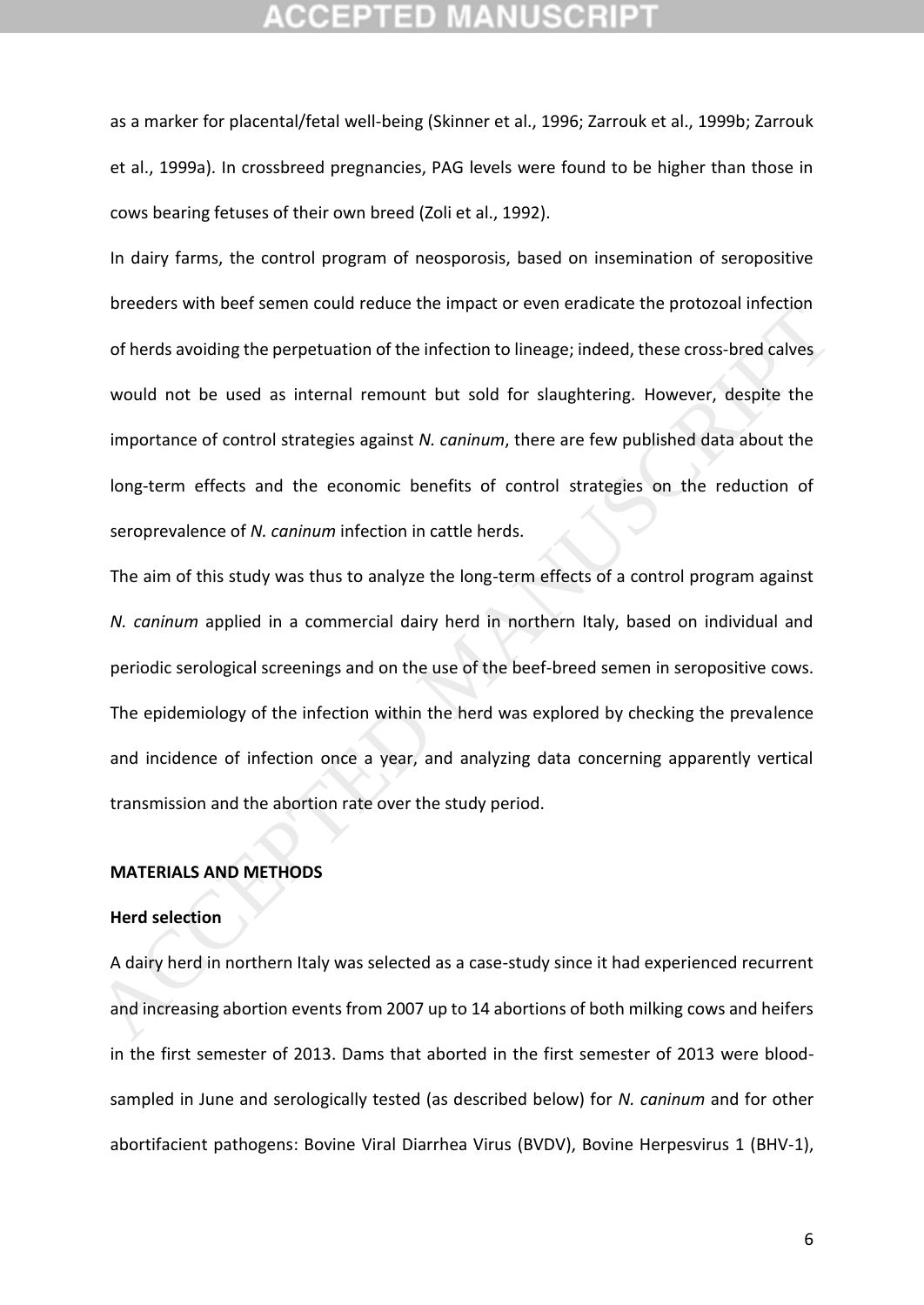as a marker for placental/fetal well-being (Skinner et al., 1996; Zarrouk et al., 1999b; Zarrouk et al., 1999a). In crossbreed pregnancies, PAG levels were found to be higher than those in cows bearing fetuses of their own breed (Zoli et al., 1992).

In dairy farms, the control program of neosporosis, based on insemination of seropositive breeders with beef semen could reduce the impact or even eradicate the protozoal infection of herds avoiding the perpetuation of the infection to lineage; indeed, these cross-bred calves would not be used as internal remount but sold for slaughtering. However, despite the importance of control strategies against *N. caninum*, there are few published data about the long-term effects and the economic benefits of control strategies on the reduction of seroprevalence of *N. caninum* infection in cattle herds.

The aim of this study was thus to analyze the long-term effects of a control program against *N. caninum* applied in a commercial dairy herd in northern Italy, based on individual and periodic serological screenings and on the use of the beef-breed semen in seropositive cows. The epidemiology of the infection within the herd was explored by checking the prevalence and incidence of infection once a year, and analyzing data concerning apparently vertical transmission and the abortion rate over the study period.

## MATERIALS AND METHODS

### Herd selection

A dairy herd in northern Italy was selected as a case-study since it had experienced recurrent and increasing abortion events from 2007 up to 14 abortions of both milking cows and heifers in the first semester of 2013. Dams that aborted in the first semester of 2013 were blood-sampled in June and serologically tested (as described below) for *N. caninum* and for other abortifacient pathogens: Bovine Viral Diarrhea Virus (BVDV), Bovine Herpesvirus 1 (BHV-1),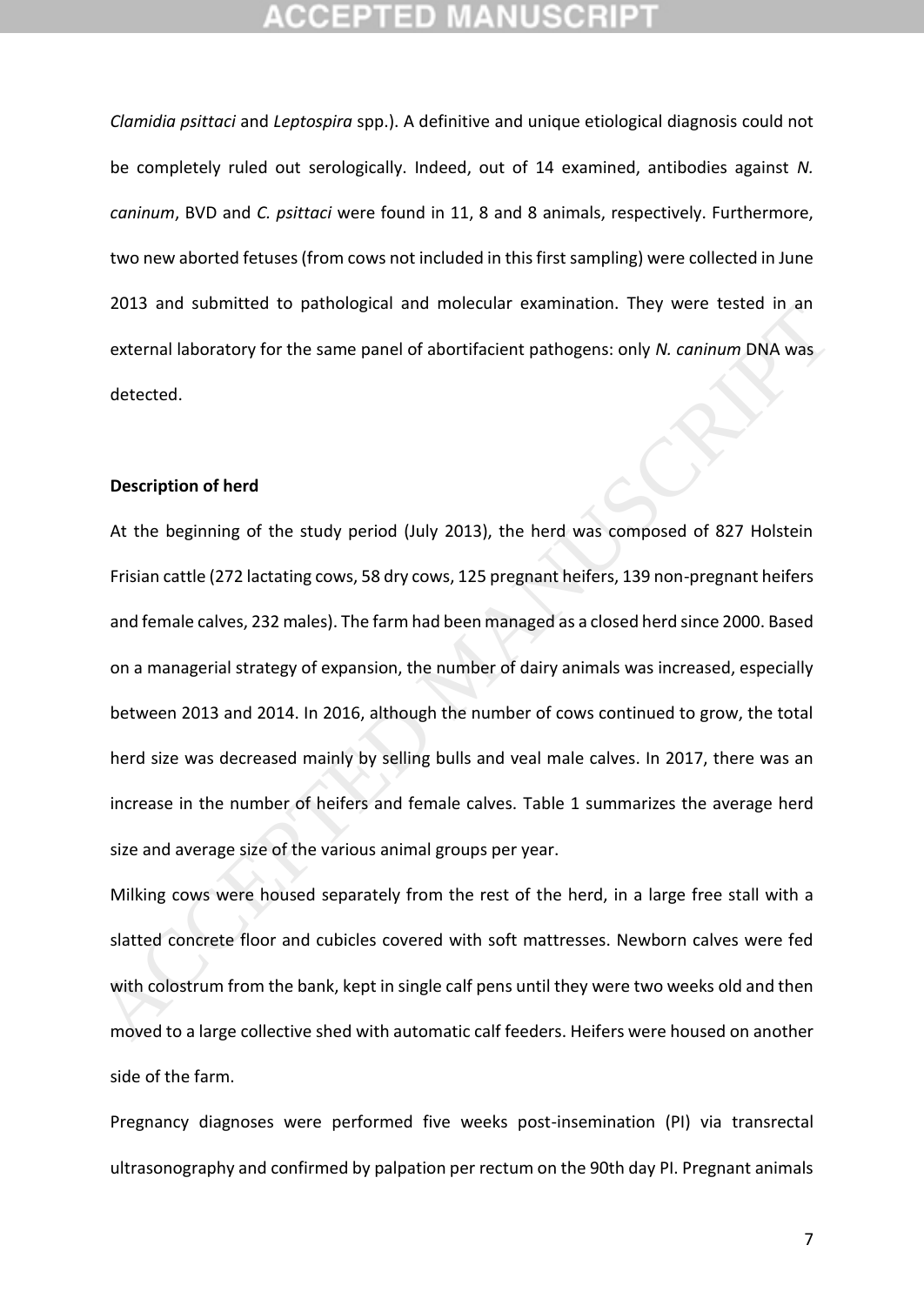*Clamidia psittaci* and *Leptospira* spp.). A definitive and unique etiological diagnosis could not be completely ruled out serologically. Indeed, out of 14 examined, antibodies against *N. caninum*, BVD and *C. psittaci* were found in 11, 8 and 8 animals, respectively. Furthermore, two new aborted fetuses (from cows not included in this first sampling) were collected in June 2013 and submitted to pathological and molecular examination. They were tested in an external laboratory for the same panel of abortifacient pathogens: only *N. caninum* DNA was detected.

**Description of herd**

At the beginning of the study period (July 2013), the herd was composed of 827 Holstein Frisian cattle (272 lactating cows, 58 dry cows, 125 pregnant heifers, 139 non-pregnant heifers and female calves, 232 males). The farm had been managed as a closed herd since 2000. Based on a managerial strategy of expansion, the number of dairy animals was increased, especially between 2013 and 2014. In 2016, although the number of cows continued to grow, the total herd size was decreased mainly by selling bulls and veal male calves. In 2017, there was an increase in the number of heifers and female calves. Table 1 summarizes the average herd size and average size of the various animal groups per year.

Milking cows were housed separately from the rest of the herd, in a large free stall with a slatted concrete floor and cubicles covered with soft mattresses. Newborn calves were fed with colostrum from the bank, kept in single calf pens until they were two weeks old and then moved to a large collective shed with automatic calf feeders. Heifers were housed on another side of the farm.

Pregnancy diagnoses were performed five weeks post-insemination (PI) via transrectal ultrasonography and confirmed by palpation per rectum on the 90th day PI. Pregnant animals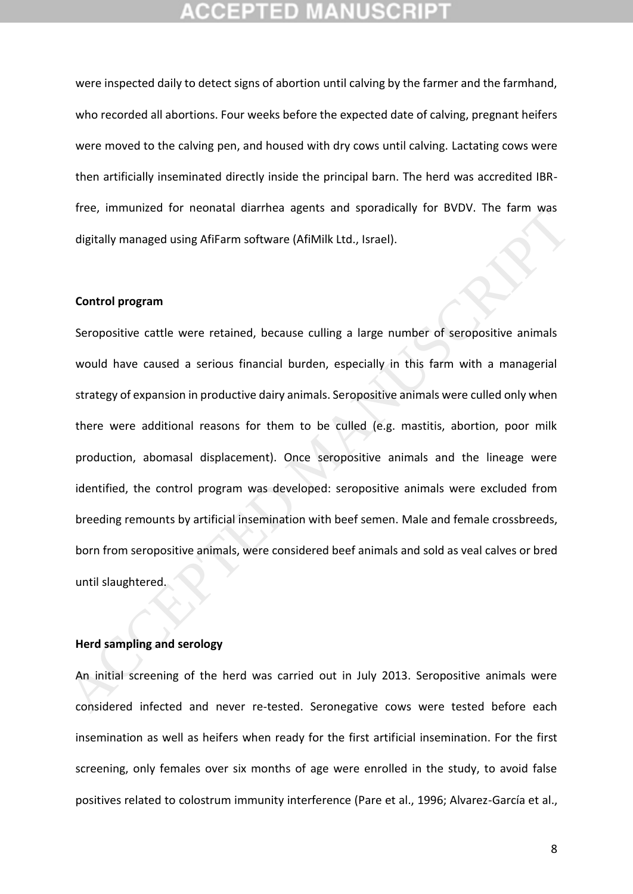were inspected daily to detect signs of abortion until calving by the farmer and the farmhand, who recorded all abortions. Four weeks before the expected date of calving, pregnant heifers were moved to the calving pen, and housed with dry cows until calving. Lactating cows were then artificially inseminated directly inside the principal barn. The herd was accredited IBR-free, immunized for neonatal diarrhea agents and sporadically for BVDV. The farm was digitally managed using AfiFarm software (AfiMilk Ltd., Israel).

**Control program**

Seropositive cattle were retained, because culling a large number of seropositive animals would have caused a serious financial burden, especially in this farm with a managerial strategy of expansion in productive dairy animals. Seropositive animals were culled only when there were additional reasons for them to be culled (e.g. mastitis, abortion, poor milk production, abomasal displacement). Once seropositive animals and the lineage were identified, the control program was developed: seropositive animals were excluded from breeding remounts by artificial insemination with beef semen. Male and female crossbreeds, born from seropositive animals, were considered beef animals and sold as veal calves or bred until slaughtered.

**Herd sampling and serology**

An initial screening of the herd was carried out in July 2013. Seropositive animals were considered infected and never re-tested. Seronegative cows were tested before each insemination as well as heifers when ready for the first artificial insemination. For the first screening, only females over six months of age were enrolled in the study, to avoid false positives related to colostrum immunity interference (Pare et al., 1996; Alvarez-García et al.,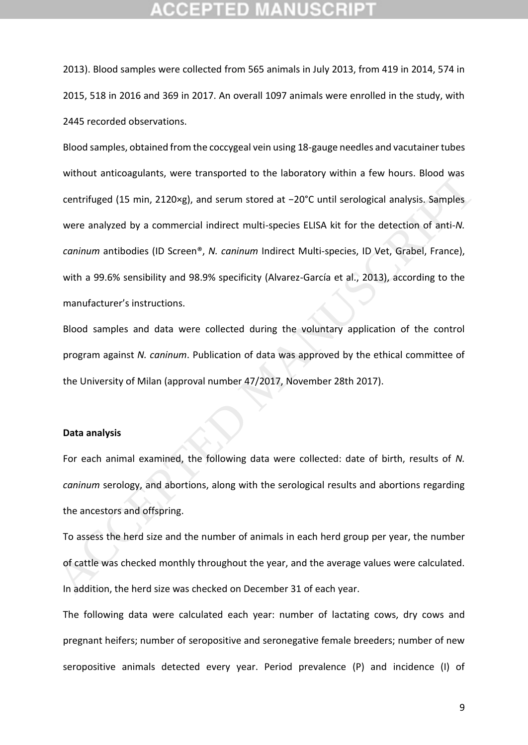2013). Blood samples were collected from 565 animals in July 2013, from 419 in 2014, 574 in 2015, 518 in 2016 and 369 in 2017. An overall 1097 animals were enrolled in the study, with 2445 recorded observations.

Blood samples, obtained from the coccygeal vein using 18-gauge needles and vacutainer tubes without anticoagulants, were transported to the laboratory within a few hours. Blood was centrifuged (15 min, 2120×g), and serum stored at −20°C until serological analysis. Samples were analyzed by a commercial indirect multi-species ELISA kit for the detection of anti-*N. caninum* antibodies (ID Screen®, *N. caninum* Indirect Multi-species, ID Vet, Grabel, France), with a 99.6% sensibility and 98.9% specificity (Alvarez-García et al., 2013), according to the manufacturer's instructions.

Blood samples and data were collected during the voluntary application of the control program against *N. caninum*. Publication of data was approved by the ethical committee of the University of Milan (approval number 47/2017, November 28th 2017).

**Data analysis**

For each animal examined, the following data were collected: date of birth, results of *N. caninum* serology, and abortions, along with the serological results and abortions regarding the ancestors and offspring.

To assess the herd size and the number of animals in each herd group per year, the number of cattle was checked monthly throughout the year, and the average values were calculated. In addition, the herd size was checked on December 31 of each year.

The following data were calculated each year: number of lactating cows, dry cows and pregnant heifers; number of seropositive and seronegative female breeders; number of new seropositive animals detected every year. Period prevalence (P) and incidence (I) of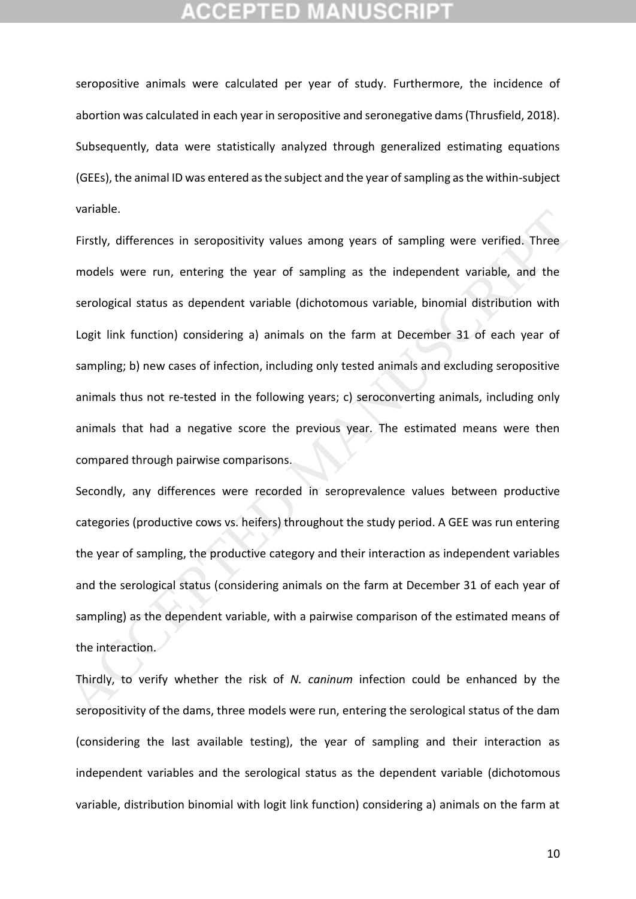seropositive animals were calculated per year of study. Furthermore, the incidence of abortion was calculated in each year in seropositive and seronegative dams (Thrusfield, 2018). Subsequently, data were statistically analyzed through generalized estimating equations (GEEs), the animal ID was entered as the subject and the year of sampling as the within-subject variable.

Firstly, differences in seropositivity values among years of sampling were verified. Three models were run, entering the year of sampling as the independent variable, and the serological status as dependent variable (dichotomous variable, binomial distribution with Logit link function) considering a) animals on the farm at December 31 of each year of sampling; b) new cases of infection, including only tested animals and excluding seropositive animals thus not re-tested in the following years; c) seroconverting animals, including only animals that had a negative score the previous year. The estimated means were then compared through pairwise comparisons.

Secondly, any differences were recorded in seroprevalence values between productive categories (productive cows vs. heifers) throughout the study period. A GEE was run entering the year of sampling, the productive category and their interaction as independent variables and the serological status (considering animals on the farm at December 31 of each year of sampling) as the dependent variable, with a pairwise comparison of the estimated means of the interaction.

Thirdly, to verify whether the risk of *N. caninum* infection could be enhanced by the seropositivity of the dams, three models were run, entering the serological status of the dam (considering the last available testing), the year of sampling and their interaction as independent variables and the serological status as the dependent variable (dichotomous variable, distribution binomial with logit link function) considering a) animals on the farm at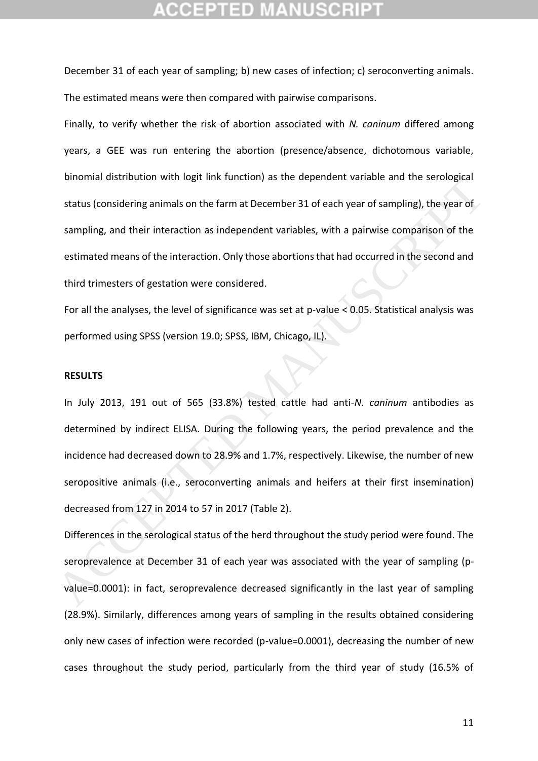December 31 of each year of sampling; b) new cases of infection; c) seroconverting animals. The estimated means were then compared with pairwise comparisons.

Finally, to verify whether the risk of abortion associated with *N. caninum* differed among years, a GEE was run entering the abortion (presence/absence, dichotomous variable, binomial distribution with logit link function) as the dependent variable and the serological status (considering animals on the farm at December 31 of each year of sampling), the year of sampling, and their interaction as independent variables, with a pairwise comparison of the estimated means of the interaction. Only those abortions that had occurred in the second and third trimesters of gestation were considered.

For all the analyses, the level of significance was set at p-value < 0.05. Statistical analysis was performed using SPSS (version 19.0; SPSS, IBM, Chicago, IL).

**RESULTS**

In July 2013, 191 out of 565 (33.8%) tested cattle had anti-*N. caninum* antibodies as determined by indirect ELISA. During the following years, the period prevalence and the incidence had decreased down to 28.9% and 1.7%, respectively. Likewise, the number of new seropositive animals (i.e., seroconverting animals and heifers at their first insemination) decreased from 127 in 2014 to 57 in 2017 (Table 2).

Differences in the serological status of the herd throughout the study period were found. The seroprevalence at December 31 of each year was associated with the year of sampling (p-value=0.0001): in fact, seroprevalence decreased significantly in the last year of sampling (28.9%). Similarly, differences among years of sampling in the results obtained considering only new cases of infection were recorded (p-value=0.0001), decreasing the number of new cases throughout the study period, particularly from the third year of study (16.5% of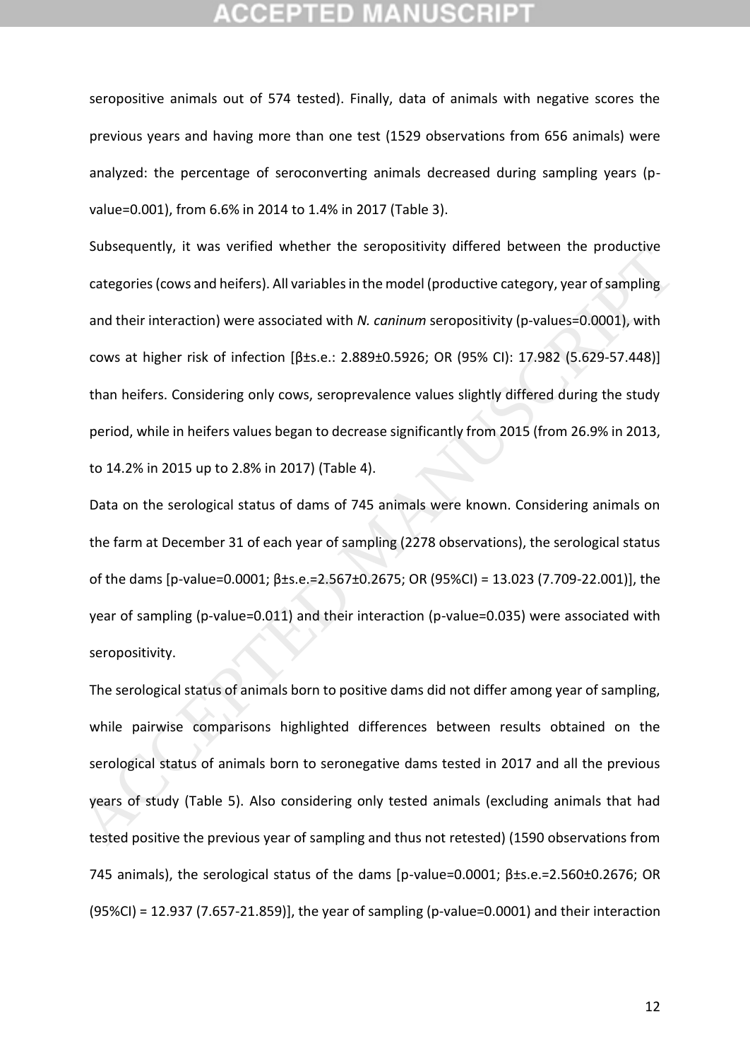seropositive animals out of 574 tested). Finally, data of animals with negative scores the previous years and having more than one test (1529 observations from 656 animals) were analyzed: the percentage of seroconverting animals decreased during sampling years (p-value=0.001), from 6.6% in 2014 to 1.4% in 2017 (Table 3).

Subsequently, it was verified whether the seropositivity differed between the productive categories (cows and heifers). All variables in the model (productive category, year of sampling and their interaction) were associated with *N. caninum* seropositivity (p-values=0.0001), with cows at higher risk of infection [β±s.e.: 2.889±0.5926; OR (95% CI): 17.982 (5.629-57.448)] than heifers. Considering only cows, seroprevalence values slightly differed during the study period, while in heifers values began to decrease significantly from 2015 (from 26.9% in 2013, to 14.2% in 2015 up to 2.8% in 2017) (Table 4).

Data on the serological status of dams of 745 animals were known. Considering animals on the farm at December 31 of each year of sampling (2278 observations), the serological status of the dams [p-value=0.0001; β±s.e.=2.567±0.2675; OR (95%CI) = 13.023 (7.709-22.001)], the year of sampling (p-value=0.011) and their interaction (p-value=0.035) were associated with seropositivity.

The serological status of animals born to positive dams did not differ among year of sampling, while pairwise comparisons highlighted differences between results obtained on the serological status of animals born to seronegative dams tested in 2017 and all the previous years of study (Table 5). Also considering only tested animals (excluding animals that had tested positive the previous year of sampling and thus not retested) (1590 observations from 745 animals), the serological status of the dams [p-value=0.0001; β±s.e.=2.560±0.2676; OR (95%CI) = 12.937 (7.657-21.859)], the year of sampling (p-value=0.0001) and their interaction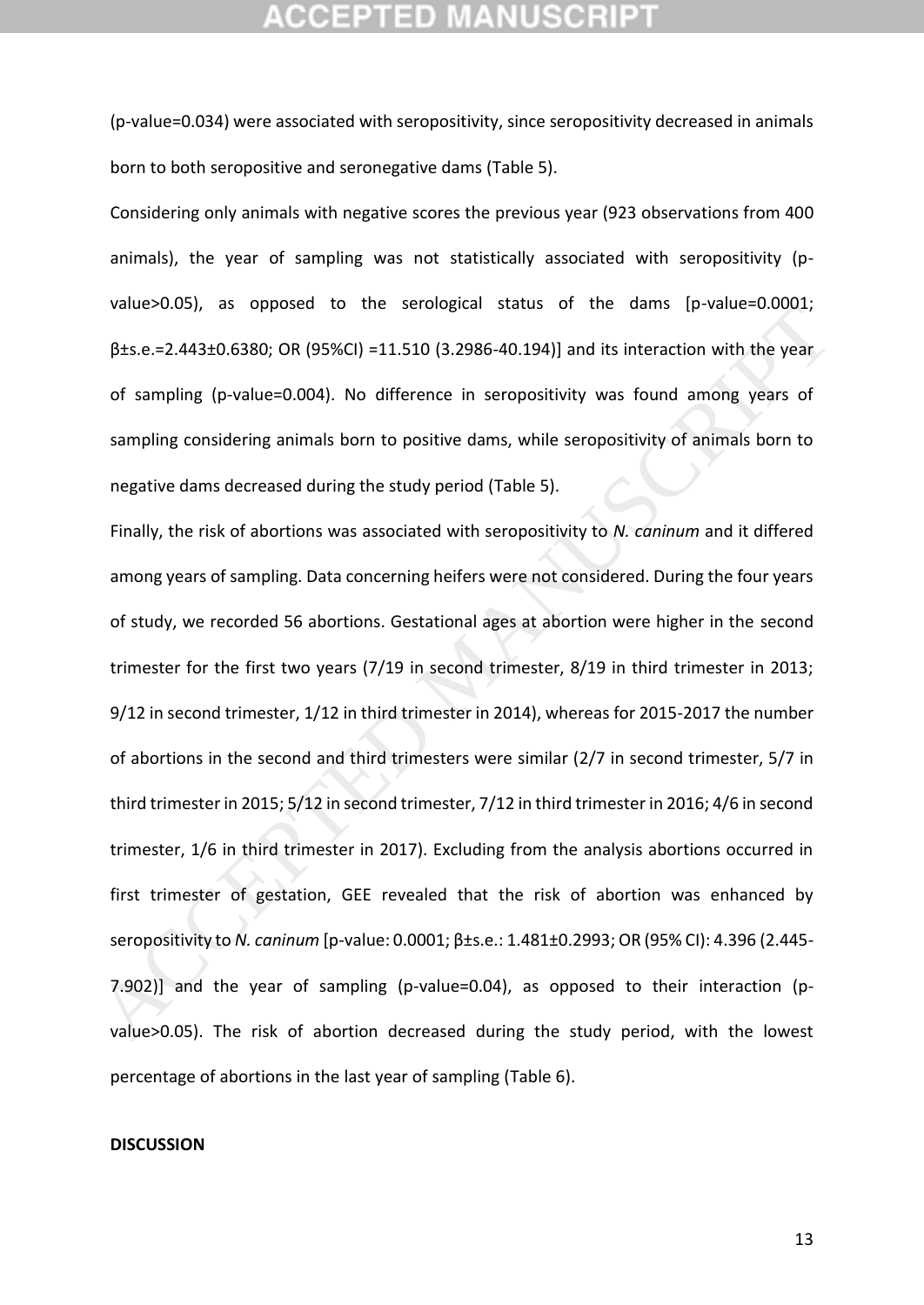(p-value=0.034) were associated with seropositivity, since seropositivity decreased in animals born to both seropositive and seronegative dams (Table 5).

Considering only animals with negative scores the previous year (923 observations from 400 animals), the year of sampling was not statistically associated with seropositivity (p-value>0.05), as opposed to the serological status of the dams [p-value=0.0001; β±s.e.=2.443±0.6380; OR (95%CI) =11.510 (3.2986-40.194)] and its interaction with the year of sampling (p-value=0.004). No difference in seropositivity was found among years of sampling considering animals born to positive dams, while seropositivity of animals born to negative dams decreased during the study period (Table 5).

Finally, the risk of abortions was associated with seropositivity to *N. caninum* and it differed among years of sampling. Data concerning heifers were not considered. During the four years of study, we recorded 56 abortions. Gestational ages at abortion were higher in the second trimester for the first two years (7/19 in second trimester, 8/19 in third trimester in 2013; 9/12 in second trimester, 1/12 in third trimester in 2014), whereas for 2015-2017 the number of abortions in the second and third trimesters were similar (2/7 in second trimester, 5/7 in third trimester in 2015; 5/12 in second trimester, 7/12 in third trimester in 2016; 4/6 in second trimester, 1/6 in third trimester in 2017). Excluding from the analysis abortions occurred in first trimester of gestation, GEE revealed that the risk of abortion was enhanced by seropositivity to *N. caninum* [p-value: 0.0001; β±s.e.: 1.481±0.2993; OR (95% CI): 4.396 (2.445-7.902)] and the year of sampling (p-value=0.04), as opposed to their interaction (p-value>0.05). The risk of abortion decreased during the study period, with the lowest percentage of abortions in the last year of sampling (Table 6).

**DISCUSSION**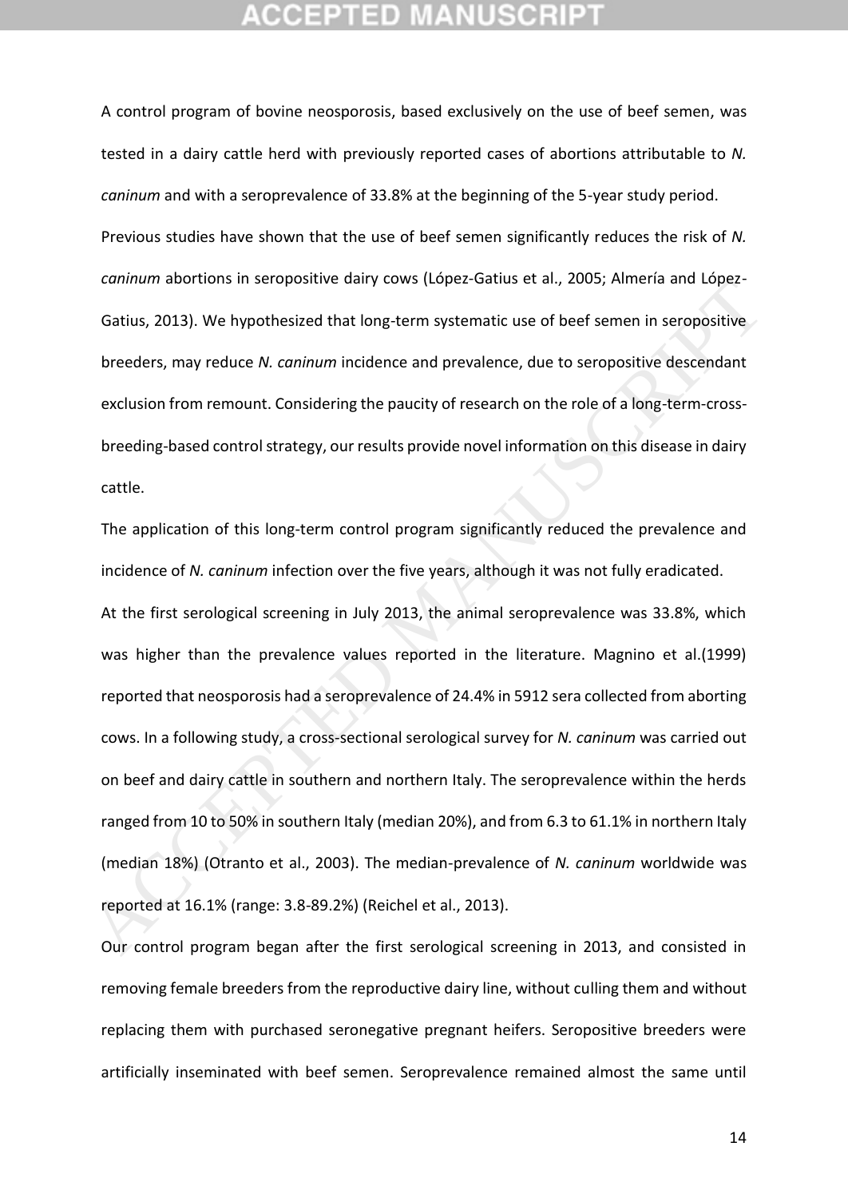A control program of bovine neosporosis, based exclusively on the use of beef semen, was tested in a dairy cattle herd with previously reported cases of abortions attributable to *N. caninum* and with a seroprevalence of 33.8% at the beginning of the 5-year study period.

Previous studies have shown that the use of beef semen significantly reduces the risk of *N. caninum* abortions in seropositive dairy cows (López-Gatius et al., 2005; Almería and López-Gatius, 2013). We hypothesized that long-term systematic use of beef semen in seropositive breeders, may reduce *N. caninum* incidence and prevalence, due to seropositive descendant exclusion from remount. Considering the paucity of research on the role of a long-term-cross-breeding-based control strategy, our results provide novel information on this disease in dairy cattle.

The application of this long-term control program significantly reduced the prevalence and incidence of *N. caninum* infection over the five years, although it was not fully eradicated.

At the first serological screening in July 2013, the animal seroprevalence was 33.8%, which was higher than the prevalence values reported in the literature. Magnino et al.(1999) reported that neosporosis had a seroprevalence of 24.4% in 5912 sera collected from aborting cows. In a following study, a cross-sectional serological survey for *N. caninum* was carried out on beef and dairy cattle in southern and northern Italy. The seroprevalence within the herds ranged from 10 to 50% in southern Italy (median 20%), and from 6.3 to 61.1% in northern Italy (median 18%) (Otranto et al., 2003). The median-prevalence of *N. caninum* worldwide was reported at 16.1% (range: 3.8-89.2%) (Reichel et al., 2013).

Our control program began after the first serological screening in 2013, and consisted in removing female breeders from the reproductive dairy line, without culling them and without replacing them with purchased seronegative pregnant heifers. Seropositive breeders were artificially inseminated with beef semen. Seroprevalence remained almost the same until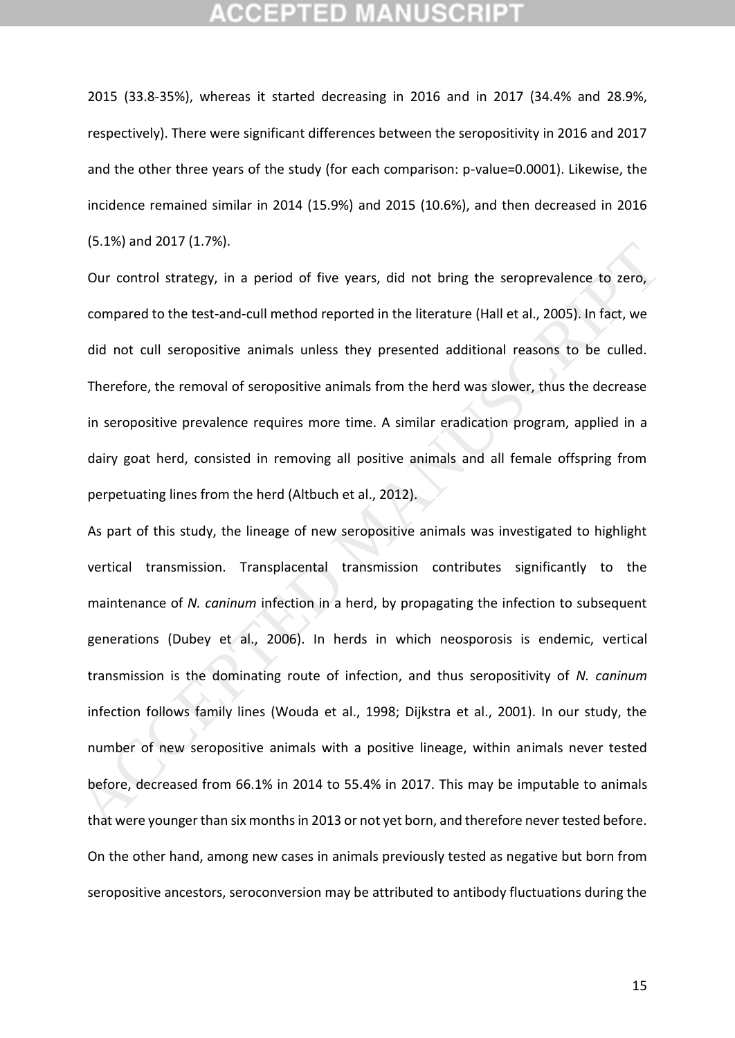2015 (33.8-35%), whereas it started decreasing in 2016 and in 2017 (34.4% and 28.9%, respectively). There were significant differences between the seropositivity in 2016 and 2017 and the other three years of the study (for each comparison: p-value=0.0001). Likewise, the incidence remained similar in 2014 (15.9%) and 2015 (10.6%), and then decreased in 2016 (5.1%) and 2017 (1.7%).

Our control strategy, in a period of five years, did not bring the seroprevalence to zero, compared to the test-and-cull method reported in the literature (Hall et al., 2005). In fact, we did not cull seropositive animals unless they presented additional reasons to be culled. Therefore, the removal of seropositive animals from the herd was slower, thus the decrease in seropositive prevalence requires more time. A similar eradication program, applied in a dairy goat herd, consisted in removing all positive animals and all female offspring from perpetuating lines from the herd (Altbuch et al., 2012).

As part of this study, the lineage of new seropositive animals was investigated to highlight vertical transmission. Transplacental transmission contributes significantly to the maintenance of *N. caninum* infection in a herd, by propagating the infection to subsequent generations (Dubey et al., 2006). In herds in which neosporosis is endemic, vertical transmission is the dominating route of infection, and thus seropositivity of *N. caninum* infection follows family lines (Wouda et al., 1998; Dijkstra et al., 2001). In our study, the number of new seropositive animals with a positive lineage, within animals never tested before, decreased from 66.1% in 2014 to 55.4% in 2017. This may be imputable to animals that were younger than six months in 2013 or not yet born, and therefore never tested before. On the other hand, among new cases in animals previously tested as negative but born from seropositive ancestors, seroconversion may be attributed to antibody fluctuations during the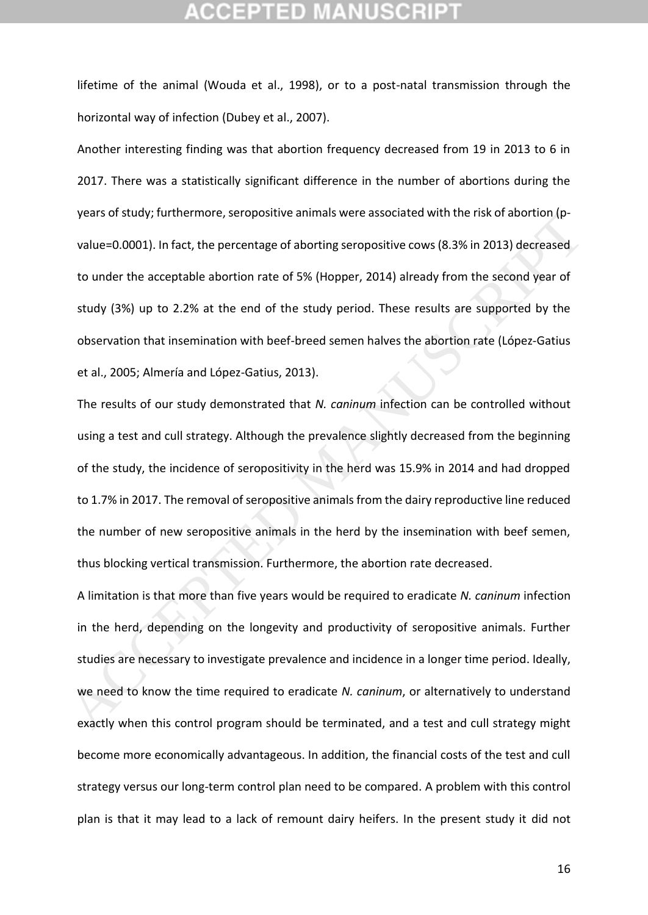lifetime of the animal (Wouda et al., 1998), or to a post-natal transmission through the horizontal way of infection (Dubey et al., 2007).

Another interesting finding was that abortion frequency decreased from 19 in 2013 to 6 in 2017. There was a statistically significant difference in the number of abortions during the years of study; furthermore, seropositive animals were associated with the risk of abortion (p-value=0.0001). In fact, the percentage of aborting seropositive cows (8.3% in 2013) decreased to under the acceptable abortion rate of 5% (Hopper, 2014) already from the second year of study (3%) up to 2.2% at the end of the study period. These results are supported by the observation that insemination with beef-breed semen halves the abortion rate (López-Gatius et al., 2005; Almería and López-Gatius, 2013).

The results of our study demonstrated that *N. caninum* infection can be controlled without using a test and cull strategy. Although the prevalence slightly decreased from the beginning of the study, the incidence of seropositivity in the herd was 15.9% in 2014 and had dropped to 1.7% in 2017. The removal of seropositive animals from the dairy reproductive line reduced the number of new seropositive animals in the herd by the insemination with beef semen, thus blocking vertical transmission. Furthermore, the abortion rate decreased.

A limitation is that more than five years would be required to eradicate *N. caninum* infection in the herd, depending on the longevity and productivity of seropositive animals. Further studies are necessary to investigate prevalence and incidence in a longer time period. Ideally, we need to know the time required to eradicate *N. caninum*, or alternatively to understand exactly when this control program should be terminated, and a test and cull strategy might become more economically advantageous. In addition, the financial costs of the test and cull strategy versus our long-term control plan need to be compared. A problem with this control plan is that it may lead to a lack of remount dairy heifers. In the present study it did not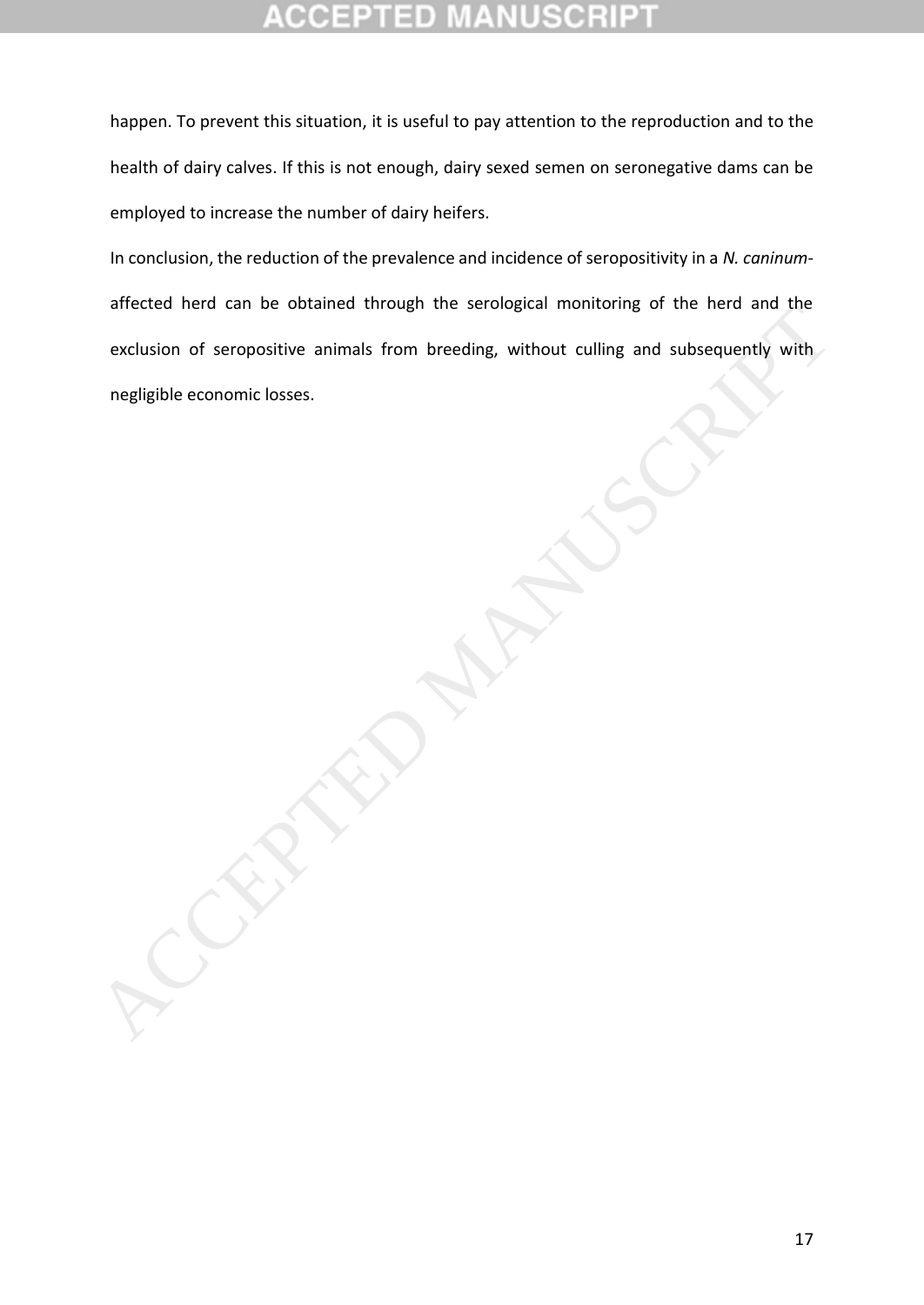happen. To prevent this situation, it is useful to pay attention to the reproduction and to the health of dairy calves. If this is not enough, dairy sexed semen on seronegative dams can be employed to increase the number of dairy heifers.

In conclusion, the reduction of the prevalence and incidence of seropositivity in a *N. caninum*-affected herd can be obtained through the serological monitoring of the herd and the exclusion of seropositive animals from breeding, without culling and subsequently with negligible economic losses.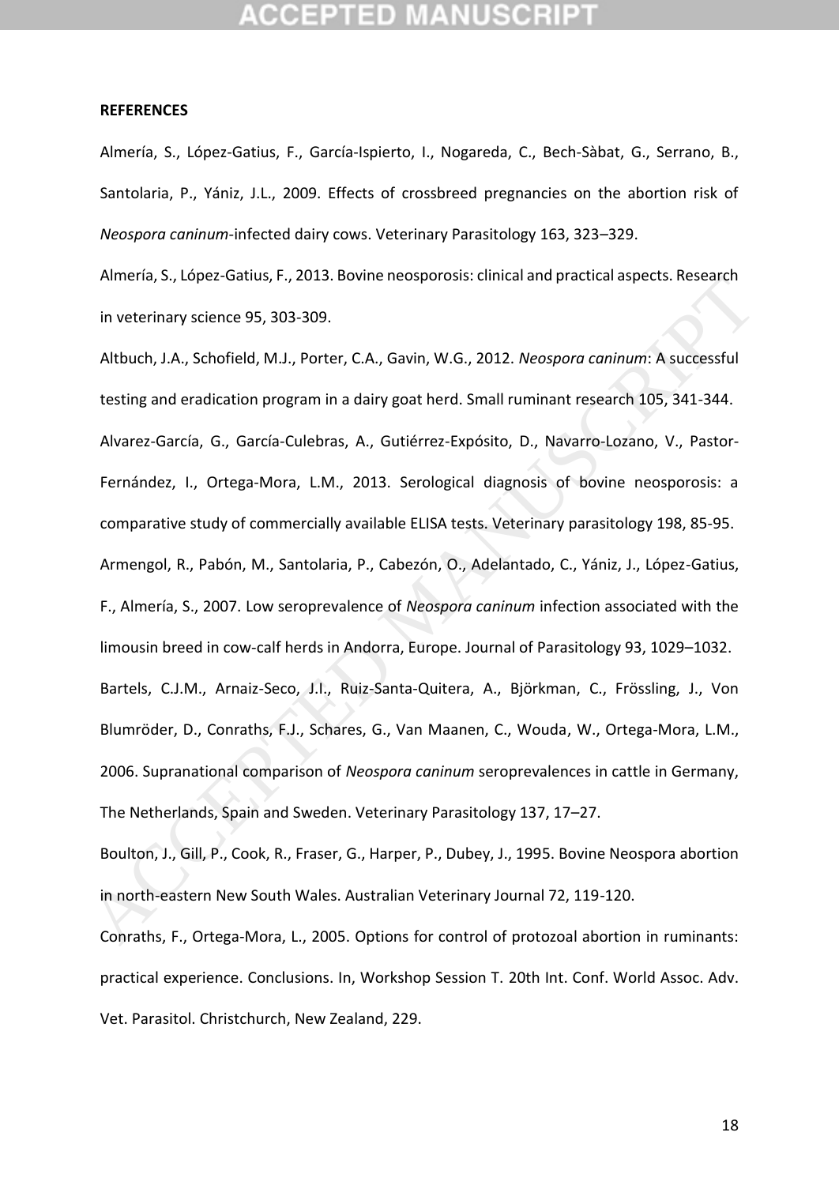**REFERENCES**

Almería, S., López-Gatius, F., García-Ispierto, I., Nogareda, C., Bech-Sàbat, G., Serrano, B., Santolaria, P., Yániz, J.L., 2009. Effects of crossbreed pregnancies on the abortion risk of *Neospora caninum*-infected dairy cows. Veterinary Parasitology 163, 323–329.

Almería, S., López-Gatius, F., 2013. Bovine neosporosis: clinical and practical aspects. Research in veterinary science 95, 303-309.

Altbuch, J.A., Schofield, M.J., Porter, C.A., Gavin, W.G., 2012. *Neospora caninum*: A successful testing and eradication program in a dairy goat herd. Small ruminant research 105, 341-344.

Alvarez-García, G., García-Culebras, A., Gutiérrez-Expósito, D., Navarro-Lozano, V., Pastor-Fernández, I., Ortega-Mora, L.M., 2013. Serological diagnosis of bovine neosporosis: a comparative study of commercially available ELISA tests. Veterinary parasitology 198, 85-95.

Armengol, R., Pabón, M., Santolaria, P., Cabezón, O., Adelantado, C., Yániz, J., López-Gatius, F., Almería, S., 2007. Low seroprevalence of *Neospora caninum* infection associated with the limousin breed in cow-calf herds in Andorra, Europe. Journal of Parasitology 93, 1029–1032.

Bartels, C.J.M., Arnaiz-Seco, J.I., Ruiz-Santa-Quitera, A., Björkman, C., Frössling, J., Von Blumröder, D., Conraths, F.J., Schares, G., Van Maanen, C., Wouda, W., Ortega-Mora, L.M., 2006. Supranational comparison of *Neospora caninum* seroprevalences in cattle in Germany, The Netherlands, Spain and Sweden. Veterinary Parasitology 137, 17–27.

Boulton, J., Gill, P., Cook, R., Fraser, G., Harper, P., Dubey, J., 1995. Bovine Neospora abortion in north-eastern New South Wales. Australian Veterinary Journal 72, 119-120.

Conraths, F., Ortega-Mora, L., 2005. Options for control of protozoal abortion in ruminants: practical experience. Conclusions. In, Workshop Session T. 20th Int. Conf. World Assoc. Adv. Vet. Parasitol. Christchurch, New Zealand, 229.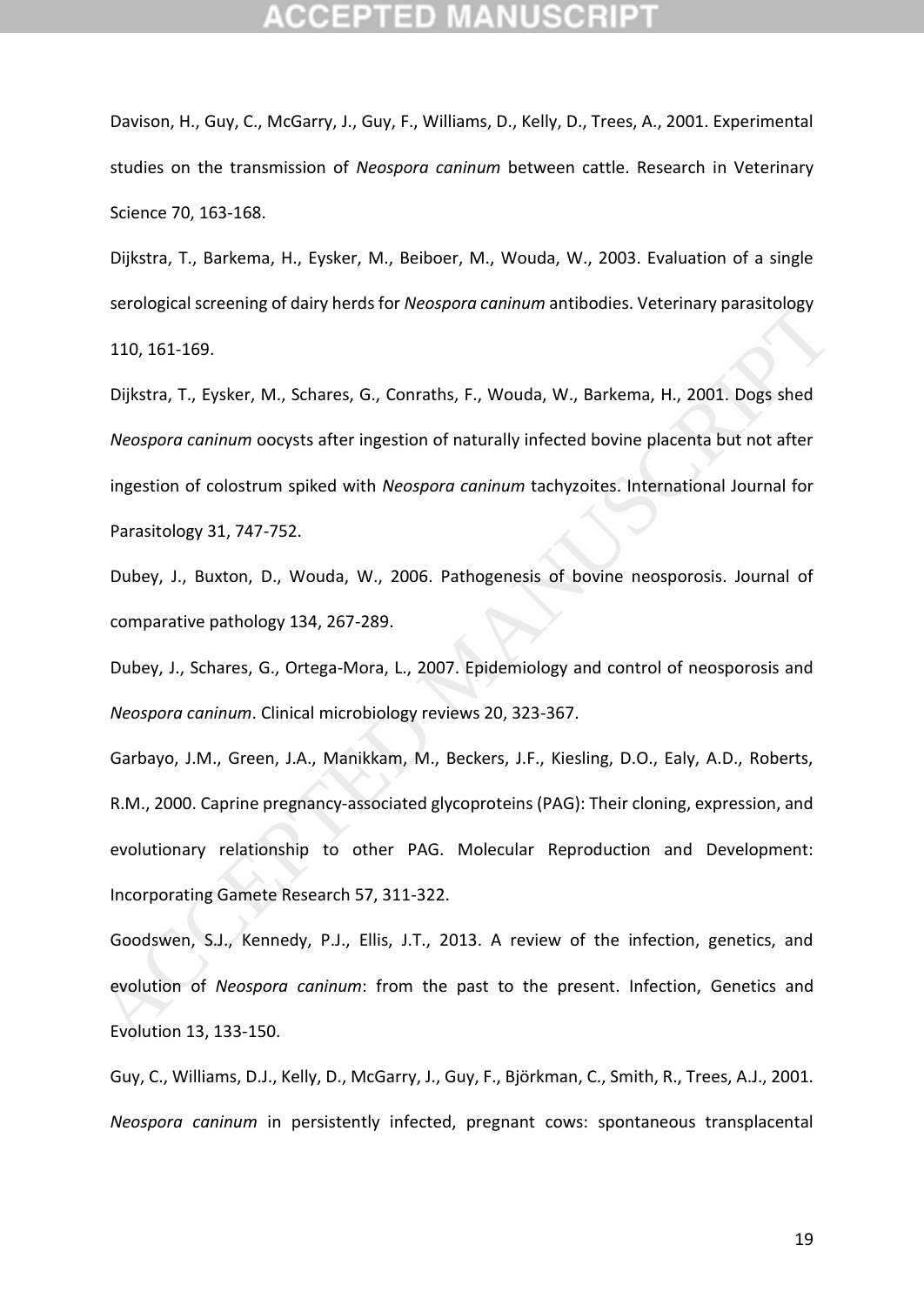Davison, H., Guy, C., McGarry, J., Guy, F., Williams, D., Kelly, D., Trees, A., 2001. Experimental studies on the transmission of *Neospora caninum* between cattle. Research in Veterinary Science 70, 163-168.

Dijkstra, T., Barkema, H., Eysker, M., Beiboer, M., Wouda, W., 2003. Evaluation of a single serological screening of dairy herds for *Neospora caninum* antibodies. Veterinary parasitology 110, 161-169.

Dijkstra, T., Eysker, M., Schares, G., Conraths, F., Wouda, W., Barkema, H., 2001. Dogs shed *Neospora caninum* oocysts after ingestion of naturally infected bovine placenta but not after ingestion of colostrum spiked with *Neospora caninum* tachyzoites. International Journal for Parasitology 31, 747-752.

Dubey, J., Buxton, D., Wouda, W., 2006. Pathogenesis of bovine neosporosis. Journal of comparative pathology 134, 267-289.

Dubey, J., Schares, G., Ortega-Mora, L., 2007. Epidemiology and control of neosporosis and *Neospora caninum*. Clinical microbiology reviews 20, 323-367.

Garbayo, J.M., Green, J.A., Manikkam, M., Beckers, J.F., Kiesling, D.O., Ealy, A.D., Roberts, R.M., 2000. Caprine pregnancy-associated glycoproteins (PAG): Their cloning, expression, and evolutionary relationship to other PAG. Molecular Reproduction and Development: Incorporating Gamete Research 57, 311-322.

Goodswen, S.J., Kennedy, P.J., Ellis, J.T., 2013. A review of the infection, genetics, and evolution of *Neospora caninum*: from the past to the present. Infection, Genetics and Evolution 13, 133-150.

Guy, C., Williams, D.J., Kelly, D., McGarry, J., Guy, F., Björkman, C., Smith, R., Trees, A.J., 2001. *Neospora caninum* in persistently infected, pregnant cows: spontaneous transplacental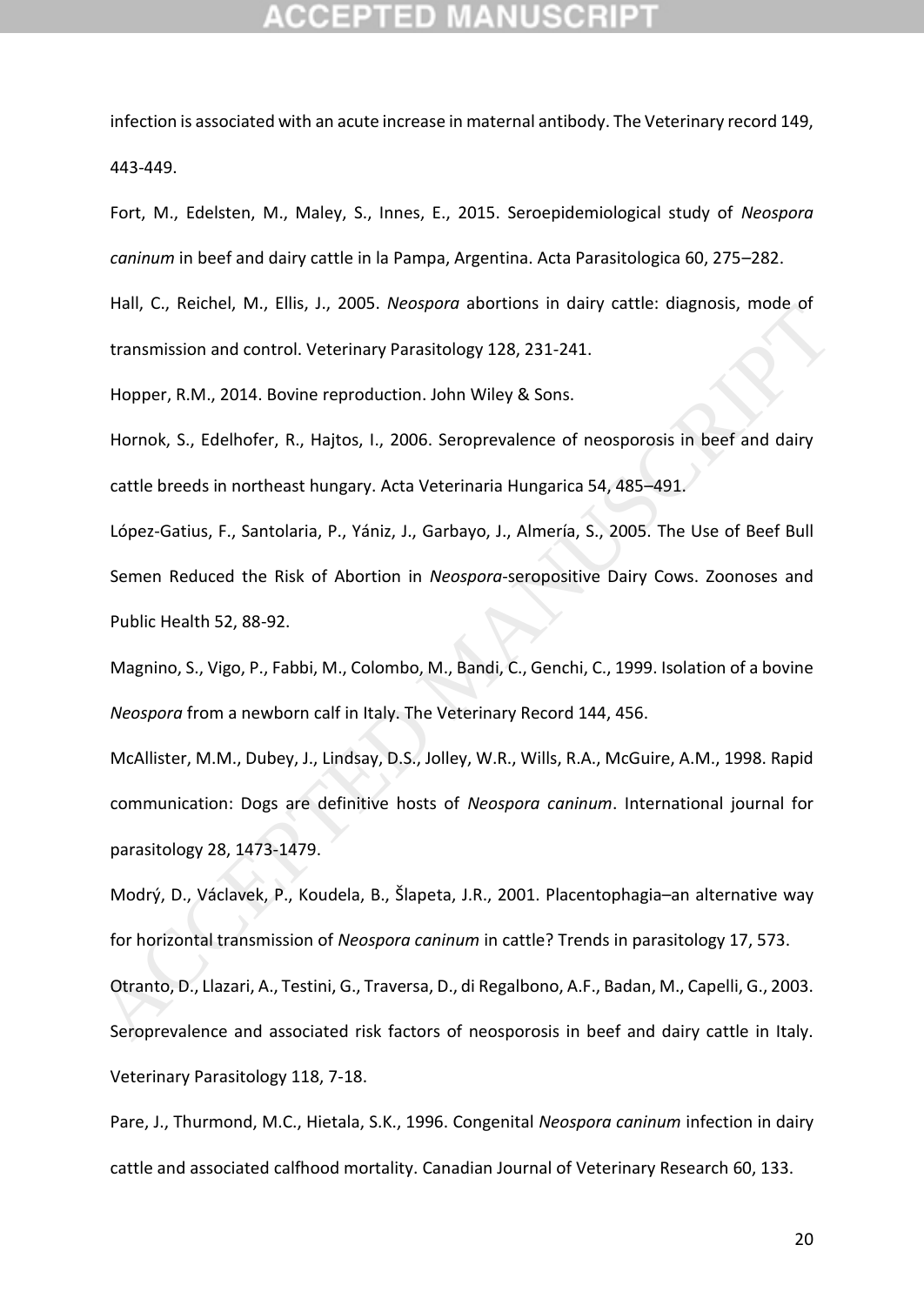infection is associated with an acute increase in maternal antibody. The Veterinary record 149, 443-449.

Fort, M., Edelsten, M., Maley, S., Innes, E., 2015. Seroepidemiological study of *Neospora caninum* in beef and dairy cattle in la Pampa, Argentina. Acta Parasitologica 60, 275–282.

Hall, C., Reichel, M., Ellis, J., 2005. *Neospora* abortions in dairy cattle: diagnosis, mode of transmission and control. Veterinary Parasitology 128, 231-241.

Hopper, R.M., 2014. Bovine reproduction. John Wiley & Sons.

Hornok, S., Edelhofer, R., Hajtos, I., 2006. Seroprevalence of neosporosis in beef and dairy cattle breeds in northeast hungary. Acta Veterinaria Hungarica 54, 485–491.

López-Gatius, F., Santolaria, P., Yániz, J., Garbayo, J., Almería, S., 2005. The Use of Beef Bull Semen Reduced the Risk of Abortion in *Neospora*-seropositive Dairy Cows. Zoonoses and Public Health 52, 88-92.

Magnino, S., Vigo, P., Fabbi, M., Colombo, M., Bandi, C., Genchi, C., 1999. Isolation of a bovine *Neospora* from a newborn calf in Italy. The Veterinary Record 144, 456.

McAllister, M.M., Dubey, J., Lindsay, D.S., Jolley, W.R., Wills, R.A., McGuire, A.M., 1998. Rapid communication: Dogs are definitive hosts of *Neospora caninum*. International journal for parasitology 28, 1473-1479.

Modrý, D., Václavek, P., Koudela, B., Šlapeta, J.R., 2001. Placentophagia–an alternative way for horizontal transmission of *Neospora caninum* in cattle? Trends in parasitology 17, 573.

Otranto, D., Llazari, A., Testini, G., Traversa, D., di Regalbono, A.F., Badan, M., Capelli, G., 2003. Seroprevalence and associated risk factors of neosporosis in beef and dairy cattle in Italy. Veterinary Parasitology 118, 7-18.

Pare, J., Thurmond, M.C., Hietala, S.K., 1996. Congenital *Neospora caninum* infection in dairy cattle and associated calfhood mortality. Canadian Journal of Veterinary Research 60, 133.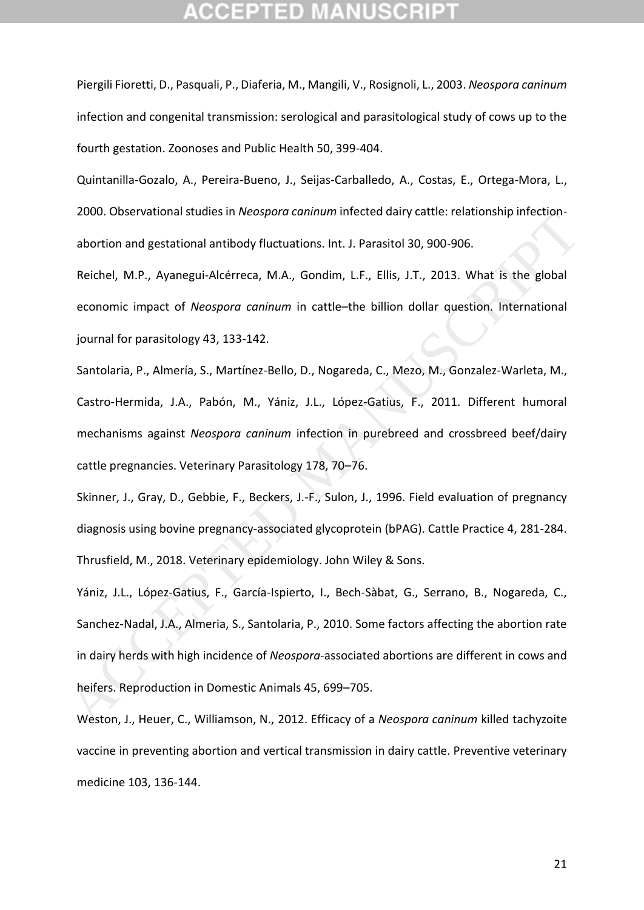Piergili Fioretti, D., Pasquali, P., Diaferia, M., Mangili, V., Rosignoli, L., 2003. *Neospora caninum* infection and congenital transmission: serological and parasitological study of cows up to the fourth gestation. Zoonoses and Public Health 50, 399-404.

Quintanilla-Gozalo, A., Pereira-Bueno, J., Seijas-Carballedo, A., Costas, E., Ortega-Mora, L., 2000. Observational studies in *Neospora caninum* infected dairy cattle: relationship infection-abortion and gestational antibody fluctuations. Int. J. Parasitol 30, 900-906.

Reichel, M.P., Ayanegui-Alcérreca, M.A., Gondim, L.F., Ellis, J.T., 2013. What is the global economic impact of *Neospora caninum* in cattle–the billion dollar question. International journal for parasitology 43, 133-142.

Santolaria, P., Almería, S., Martínez-Bello, D., Nogareda, C., Mezo, M., Gonzalez-Warleta, M., Castro-Hermida, J.A., Pabón, M., Yániz, J.L., López-Gatius, F., 2011. Different humoral mechanisms against *Neospora caninum* infection in purebreed and crossbreed beef/dairy cattle pregnancies. Veterinary Parasitology 178, 70–76.

Skinner, J., Gray, D., Gebbie, F., Beckers, J.-F., Sulon, J., 1996. Field evaluation of pregnancy diagnosis using bovine pregnancy-associated glycoprotein (bPAG). Cattle Practice 4, 281-284.

Thrusfield, M., 2018. Veterinary epidemiology. John Wiley & Sons.

Yániz, J.L., López-Gatius, F., García-Ispierto, I., Bech-Sàbat, G., Serrano, B., Nogareda, C., Sanchez-Nadal, J.A., Almeria, S., Santolaria, P., 2010. Some factors affecting the abortion rate in dairy herds with high incidence of *Neospora*-associated abortions are different in cows and heifers. Reproduction in Domestic Animals 45, 699–705.

Weston, J., Heuer, C., Williamson, N., 2012. Efficacy of a *Neospora caninum* killed tachyzoite vaccine in preventing abortion and vertical transmission in dairy cattle. Preventive veterinary medicine 103, 136-144.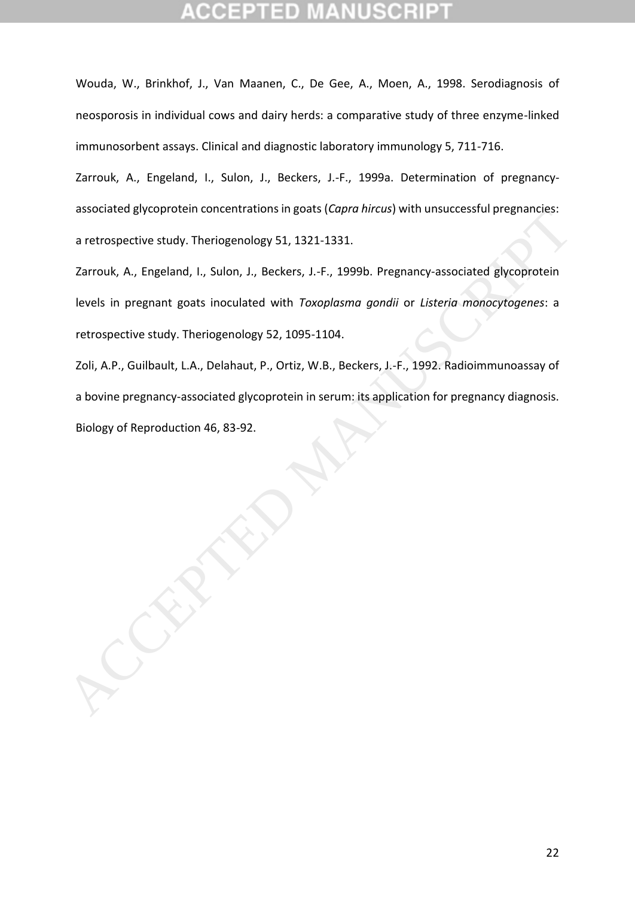Wouda, W., Brinkhof, J., Van Maanen, C., De Gee, A., Moen, A., 1998. Serodiagnosis of neosporosis in individual cows and dairy herds: a comparative study of three enzyme-linked immunosorbent assays. Clinical and diagnostic laboratory immunology 5, 711-716.

Zarrouk, A., Engeland, I., Sulon, J., Beckers, J.-F., 1999a. Determination of pregnancy-associated glycoprotein concentrations in goats (*Capra hircus*) with unsuccessful pregnancies: a retrospective study. Theriogenology 51, 1321-1331.

Zarrouk, A., Engeland, I., Sulon, J., Beckers, J.-F., 1999b. Pregnancy-associated glycoprotein levels in pregnant goats inoculated with *Toxoplasma gondii* or *Listeria monocytogenes*: a retrospective study. Theriogenology 52, 1095-1104.

Zoli, A.P., Guilbault, L.A., Delahaut, P., Ortiz, W.B., Beckers, J.-F., 1992. Radioimmunoassay of a bovine pregnancy-associated glycoprotein in serum: its application for pregnancy diagnosis. Biology of Reproduction 46, 83-92.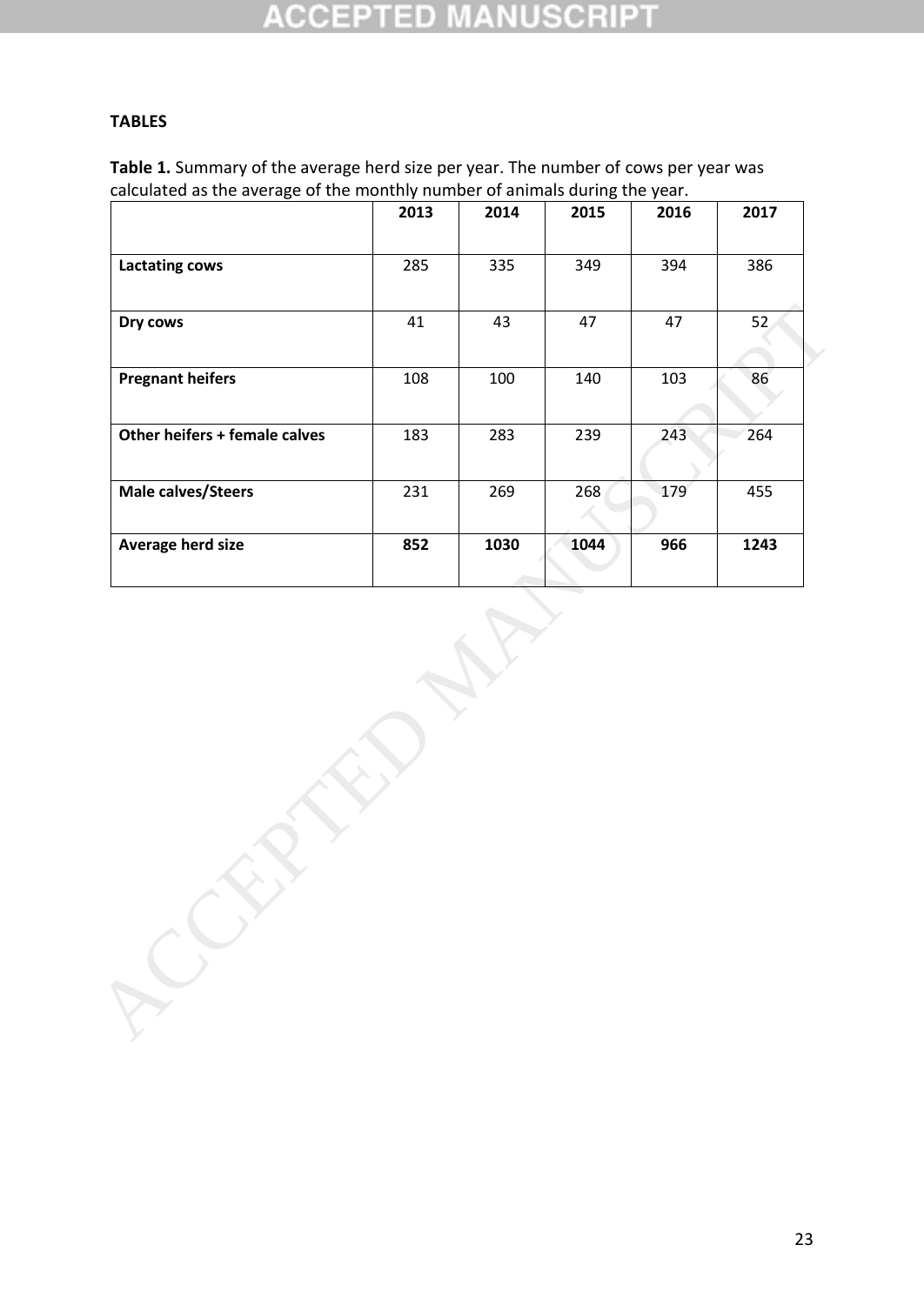**TABLES**

**Table 1.** Summary of the average herd size per year. The number of cows per year was calculated as the average of the monthly number of animals during the year.

| | 2013 | 2014 | 2015 | 2016 | 2017 |
|---|---|---|---|---|---|
| **Lactating cows** | 285 | 335 | 349 | 394 | 386 |
| **Dry cows** | 41 | 43 | 47 | 47 | 52 |
| **Pregnant heifers** | 108 | 100 | 140 | 103 | 86 |
| **Other heifers + female calves** | 183 | 283 | 239 | 243 | 264 |
| **Male calves/Steers** | 231 | 269 | 268 | 179 | 455 |
| **Average herd size** | **852** | **1030** | **1044** | **966** | **1243** |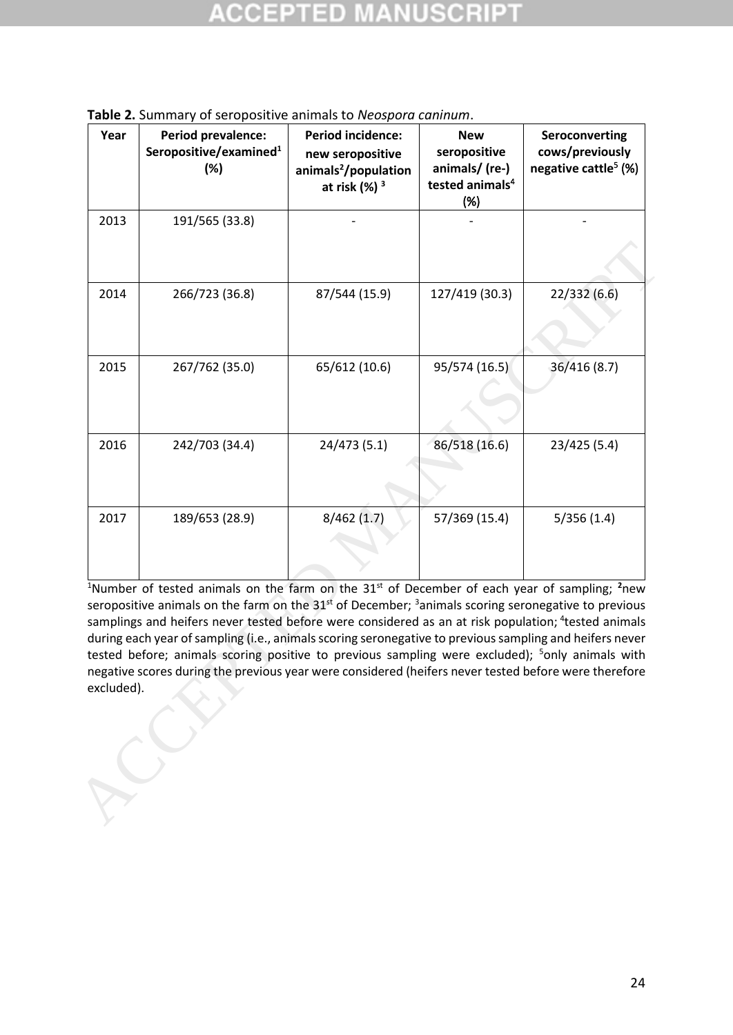**Table 2.** Summary of seropositive animals to *Neospora caninum*.

| Year | Period prevalence: Seropositive/examined[1] (%) | Period incidence: new seropositive animals[2]/population at risk (%) [3] | New seropositive animals/ (re-) tested animals[4] (%) | Seroconverting cows/previously negative cattle[5] (%) |
|---|---|---|---|---|
| 2013 | 191/565 (33.8) | - | - | - |
| 2014 | 266/723 (36.8) | 87/544 (15.9) | 127/419 (30.3) | 22/332 (6.6) |
| 2015 | 267/762 (35.0) | 65/612 (10.6) | 95/574 (16.5) | 36/416 (8.7) |
| 2016 | 242/703 (34.4) | 24/473 (5.1) | 86/518 (16.6) | 23/425 (5.4) |
| 2017 | 189/653 (28.9) | 8/462 (1.7) | 57/369 (15.4) | 5/356 (1.4) |

[1]Number of tested animals on the farm on the 31st of December of each year of sampling; [2]new seropositive animals on the farm on the 31st of December; [3]animals scoring seronegative to previous samplings and heifers never tested before were considered as an at risk population; [4]tested animals during each year of sampling (i.e., animals scoring seronegative to previous sampling and heifers never tested before; animals scoring positive to previous sampling were excluded); [5]only animals with negative scores during the previous year were considered (heifers never tested before were therefore excluded).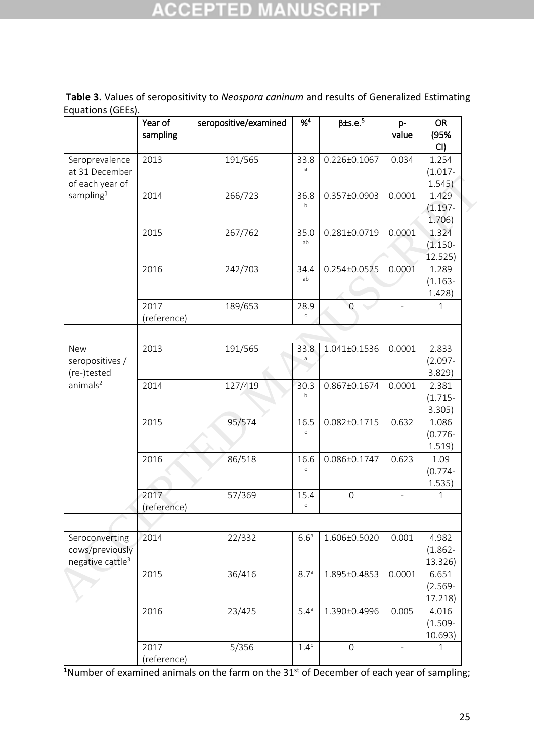**Table 3.** Values of seropositivity to *Neospora caninum* and results of Generalized Estimating Equations (GEEs).

| | Year of sampling | seropositive/examined | %[4] | β±s.e.[5] | p-value | OR (95% CI) |
|---|---|---|---|---|---|---|
| Seroprevalence at 31 December of each year of sampling[1] | 2013 | 191/565 | 33.8 [a] | 0.226±0.1067 | 0.034 | 1.254 (1.017-1.545) |
| | 2014 | 266/723 | 36.8 [b] | 0.357±0.0903 | 0.0001 | 1.429 (1.197-1.706) |
| | 2015 | 267/762 | 35.0 [ab] | 0.281±0.0719 | 0.0001 | 1.324 (1.150-12.525) |
| | 2016 | 242/703 | 34.4 [ab] | 0.254±0.0525 | 0.0001 | 1.289 (1.163-1.428) |
| | 2017 (reference) | 189/653 | 28.9 [c] | 0 | - | 1 |
| | | | | | | |
| New seropositives / (re-)tested animals[2] | 2013 | 191/565 | 33.8 [a] | 1.041±0.1536 | 0.0001 | 2.833 (2.097-3.829) |
| | 2014 | 127/419 | 30.3 [b] | 0.867±0.1674 | 0.0001 | 2.381 (1.715-3.305) |
| | 2015 | 95/574 | 16.5 [c] | 0.082±0.1715 | 0.632 | 1.086 (0.776-1.519) |
| | 2016 | 86/518 | 16.6 [c] | 0.086±0.1747 | 0.623 | 1.09 (0.774-1.535) |
| | 2017 (reference) | 57/369 | 15.4 [c] | 0 | - | 1 |
| | | | | | | |
| Seroconverting cows/previously negative cattle[3] | 2014 | 22/332 | 6.6[a] | 1.606±0.5020 | 0.001 | 4.982 (1.862-13.326) |
| | 2015 | 36/416 | 8.7[a] | 1.895±0.4853 | 0.0001 | 6.651 (2.569-17.218) |
| | 2016 | 23/425 | 5.4[a] | 1.390±0.4996 | 0.005 | 4.016 (1.509-10.693) |
| | 2017 (reference) | 5/356 | 1.4[b] | 0 | - | 1 |

[1]Number of examined animals on the farm on the 31[st] of December of each year of sampling;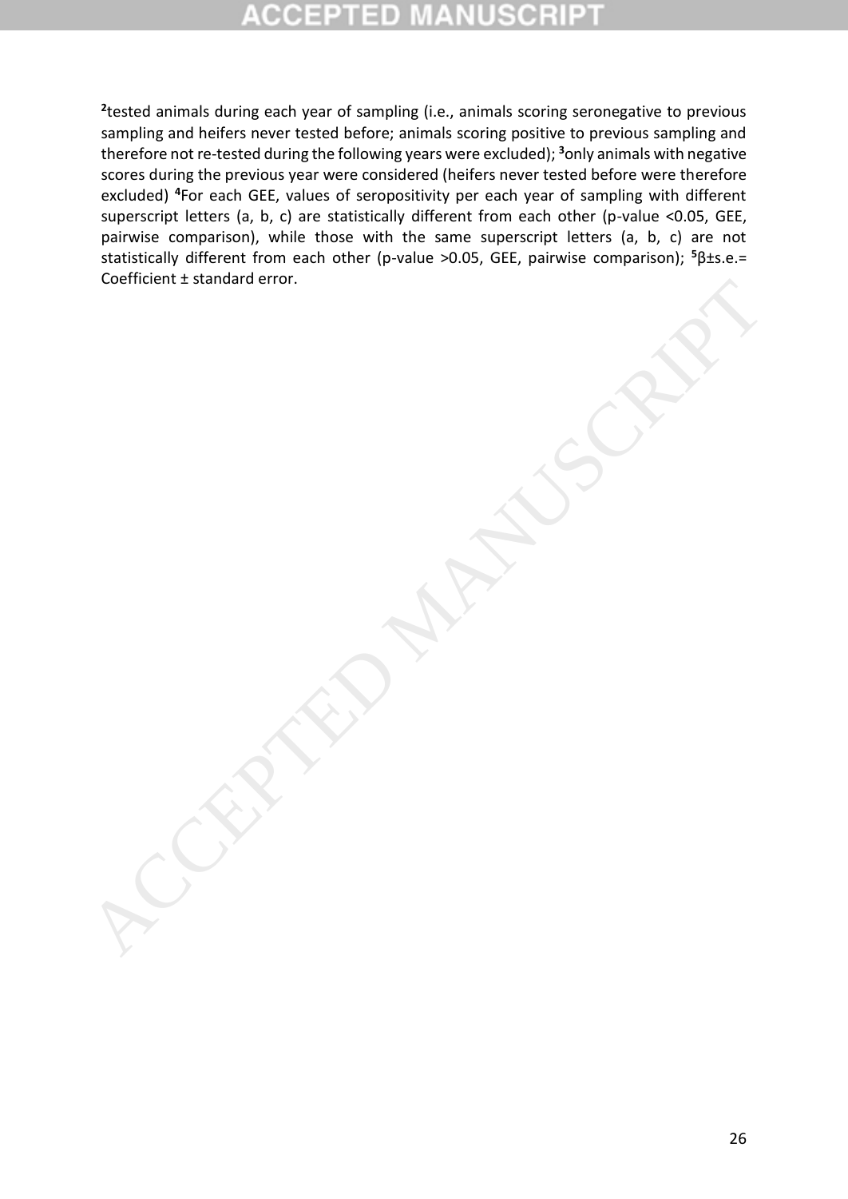[2]tested animals during each year of sampling (i.e., animals scoring seronegative to previous sampling and heifers never tested before; animals scoring positive to previous sampling and therefore not re-tested during the following years were excluded); [3]only animals with negative scores during the previous year were considered (heifers never tested before were therefore excluded) [4]For each GEE, values of seropositivity per each year of sampling with different superscript letters (a, b, c) are statistically different from each other (p-value <0.05, GEE, pairwise comparison), while those with the same superscript letters (a, b, c) are not statistically different from each other (p-value >0.05, GEE, pairwise comparison); [5]β±s.e.= Coefficient ± standard error.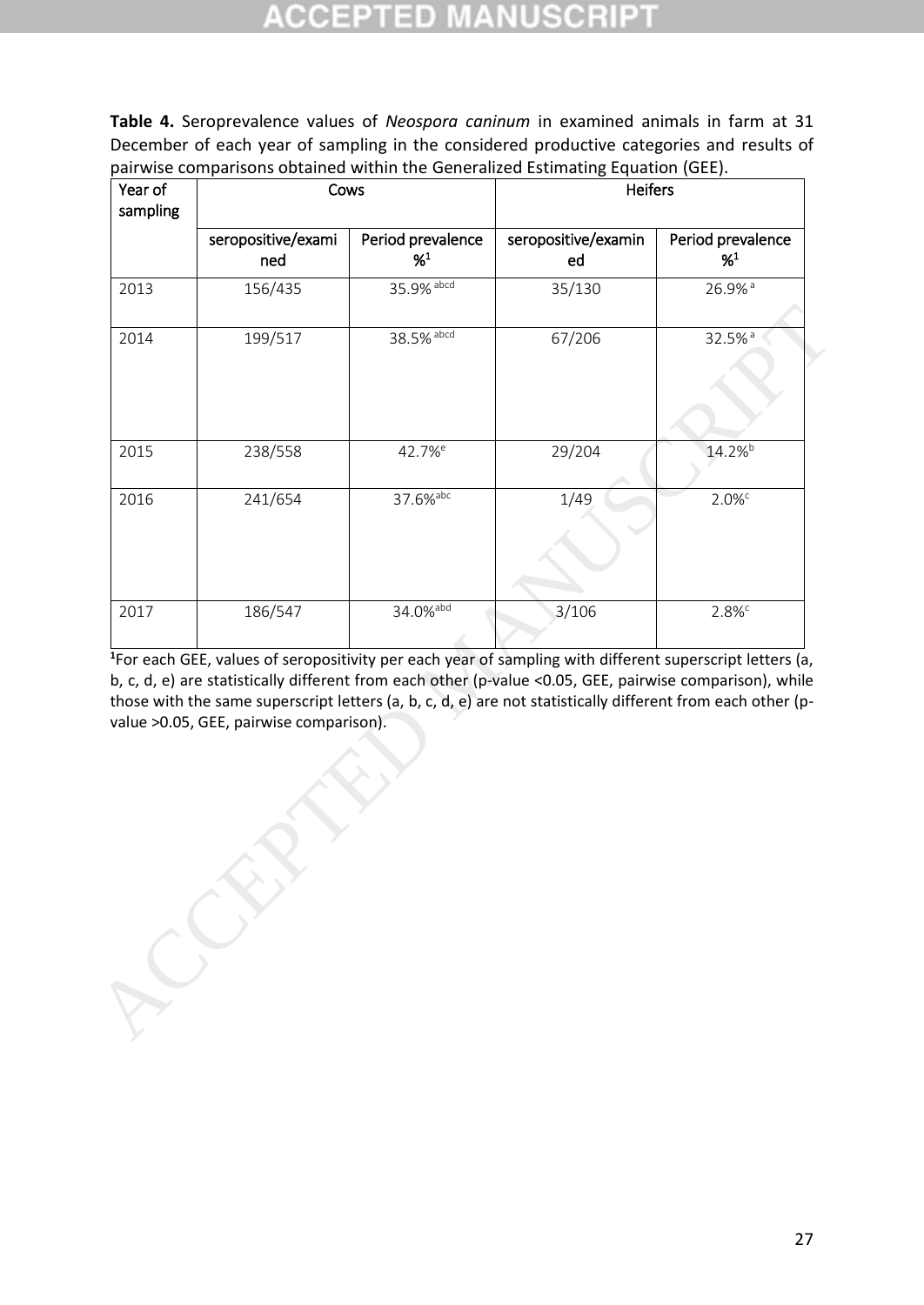**Table 4.** Seroprevalence values of *Neospora caninum* in examined animals in farm at 31 December of each year of sampling in the considered productive categories and results of pairwise comparisons obtained within the Generalized Estimating Equation (GEE).

| Year of sampling | Cows | | Heifers | |
|---|---|---|---|---|
| | seropositive/examined | Period prevalence %[1] | seropositive/examined | Period prevalence %[1] |
| 2013 | 156/435 | 35.9% [abcd] | 35/130 | 26.9% [a] |
| 2014 | 199/517 | 38.5% [abcd] | 67/206 | 32.5% [a] |
| 2015 | 238/558 | 42.7% [e] | 29/204 | 14.2% [b] |
| 2016 | 241/654 | 37.6% [abc] | 1/49 | 2.0% [c] |
| 2017 | 186/547 | 34.0% [abd] | 3/106 | 2.8% [c] |

[1]For each GEE, values of seropositivity per each year of sampling with different superscript letters (a, b, c, d, e) are statistically different from each other (p-value <0.05, GEE, pairwise comparison), while those with the same superscript letters (a, b, c, d, e) are not statistically different from each other (p-value >0.05, GEE, pairwise comparison).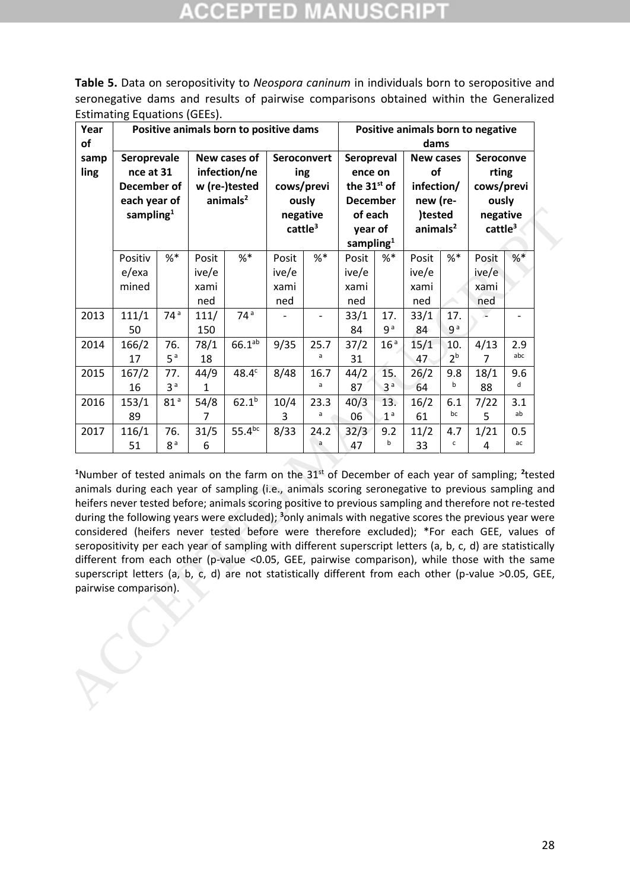**Table 5.** Data on seropositivity to *Neospora caninum* in individuals born to seropositive and seronegative dams and results of pairwise comparisons obtained within the Generalized Estimating Equations (GEEs).

| Year of sampling | Positive animals born to positive dams | | | | | | Positive animals born to negative dams | | | | | |
|---|---|---|---|---|---|---|---|---|---|---|---|---|
| | Seroprevalence at 31 December of each year of sampling[1] | | New cases of infection/new (re-)tested animals[2] | | Seroconverting cows/previously negative cattle[3] | | Seroprevalence on the 31[st] of December of each year of sampling[1] | | New cases of infection/new (re-)tested animals[2] | | Seroconverting cows/previously negative cattle[3] | |
| | Positive/examined | %* | Positive/examined | %* | Positive/examined | %* | Positive/examined | %* | Positive/examined | %* | Positive/examined | %* |
| 2013 | 111/150 | 74 [a] | 111/150 | 74 [a] | - | - | 33/184 | 17.9 [a] | 33/184 | 17.9 [a] | - | - |
| 2014 | 166/217 | 76.5 [a] | 78/118 | 66.1 [ab] | 9/35 | 25.7 [a] | 37/231 | 16 [a] | 15/147 | 10.2 [b] | 4/137 | 2.9 [abc] |
| 2015 | 167/216 | 77.3 [a] | 44/91 | 48.4 [c] | 8/48 | 16.7 [a] | 44/287 | 15.3 [a] | 26/264 | 9.8 [b] | 18/188 | 9.6 [d] |
| 2016 | 153/189 | 81 [a] | 54/87 | 62.1 [b] | 10/43 | 23.3 [a] | 40/306 | 13.1 [a] | 16/261 | 6.1 [bc] | 7/225 | 3.1 [ab] |
| 2017 | 116/151 | 76.8 [a] | 31/56 | 55.4 [bc] | 8/33 | 24.2 [a] | 32/347 | 9.2 [b] | 11/233 | 4.7 [c] | 1/214 | 0.5 [ac] |

[1]Number of tested animals on the farm on the 31[st] of December of each year of sampling; [2]tested animals during each year of sampling (i.e., animals scoring seronegative to previous sampling and heifers never tested before; animals scoring positive to previous sampling and therefore not re-tested during the following years were excluded); [3]only animals with negative scores the previous year were considered (heifers never tested before were therefore excluded); *For each GEE, values of seropositivity per each year of sampling with different superscript letters (a, b, c, d) are statistically different from each other (p-value <0.05, GEE, pairwise comparison), while those with the same superscript letters (a, b, c, d) are not statistically different from each other (p-value >0.05, GEE, pairwise comparison).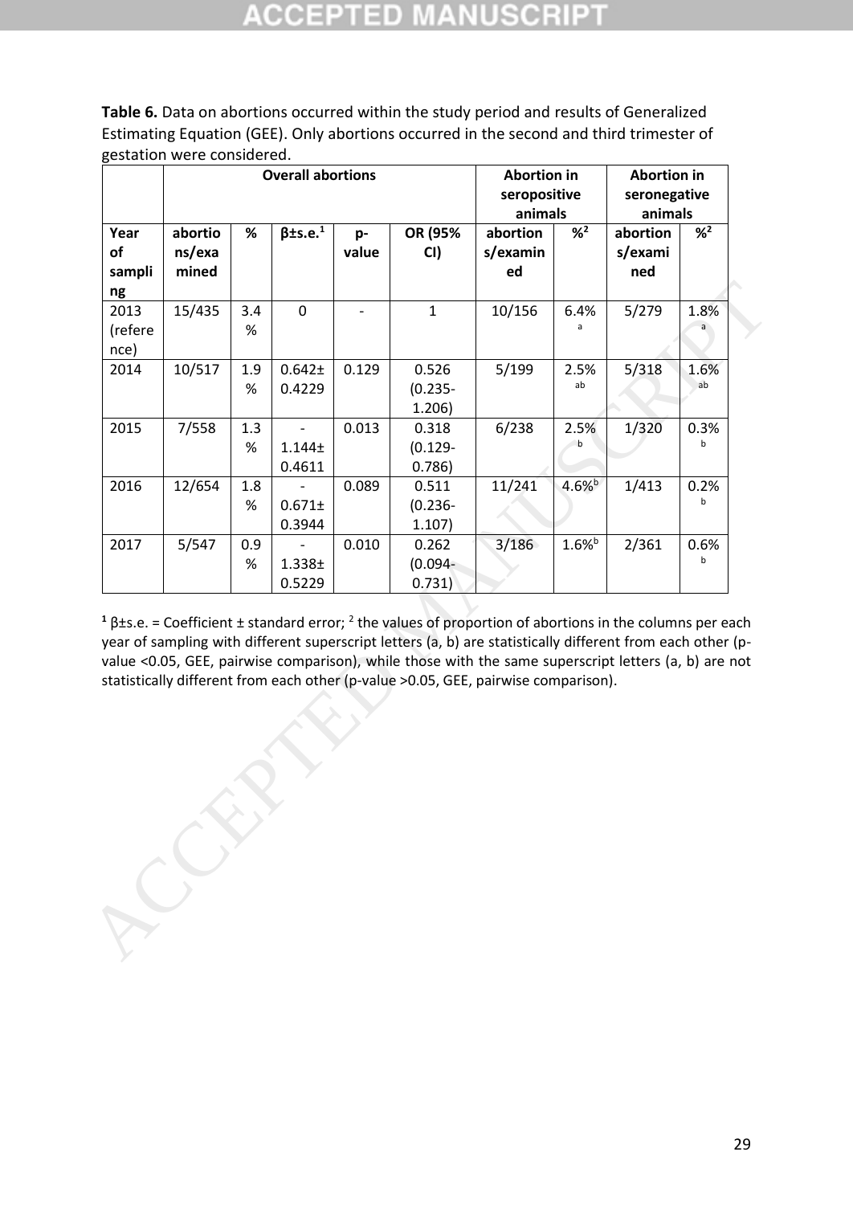**Table 6.** Data on abortions occurred within the study period and results of Generalized Estimating Equation (GEE). Only abortions occurred in the second and third trimester of gestation were considered.

| | Overall abortions | | | | | Abortion in seropositive animals | | Abortion in seronegative animals | |
|---|---|---|---|---|---|---|---|---|---|
| Year of sampling | abortions/examined | % | β±s.e.[1] | p-value | OR (95% CI) | abortions/examined | %[2] | abortions/examined | %[2] |
| 2013 (reference) | 15/435 | 3.4 % | 0 | - | 1 | 10/156 | 6.4% [a] | 5/279 | 1.8% [a] |
| 2014 | 10/517 | 1.9 % | 0.642± 0.4229 | 0.129 | 0.526 (0.235-1.206) | 5/199 | 2.5% [ab] | 5/318 | 1.6% [ab] |
| 2015 | 7/558 | 1.3 % | -1.144± 0.4611 | 0.013 | 0.318 (0.129-0.786) | 6/238 | 2.5% [b] | 1/320 | 0.3% [b] |
| 2016 | 12/654 | 1.8 % | -0.671± 0.3944 | 0.089 | 0.511 (0.236-1.107) | 11/241 | 4.6% [b] | 1/413 | 0.2% [b] |
| 2017 | 5/547 | 0.9 % | -1.338± 0.5229 | 0.010 | 0.262 (0.094-0.731) | 3/186 | 1.6% [b] | 2/361 | 0.6% [b] |

[1] β±s.e. = Coefficient ± standard error; [2] the values of proportion of abortions in the columns per each year of sampling with different superscript letters (a, b) are statistically different from each other (p-value <0.05, GEE, pairwise comparison), while those with the same superscript letters (a, b) are not statistically different from each other (p-value >0.05, GEE, pairwise comparison).